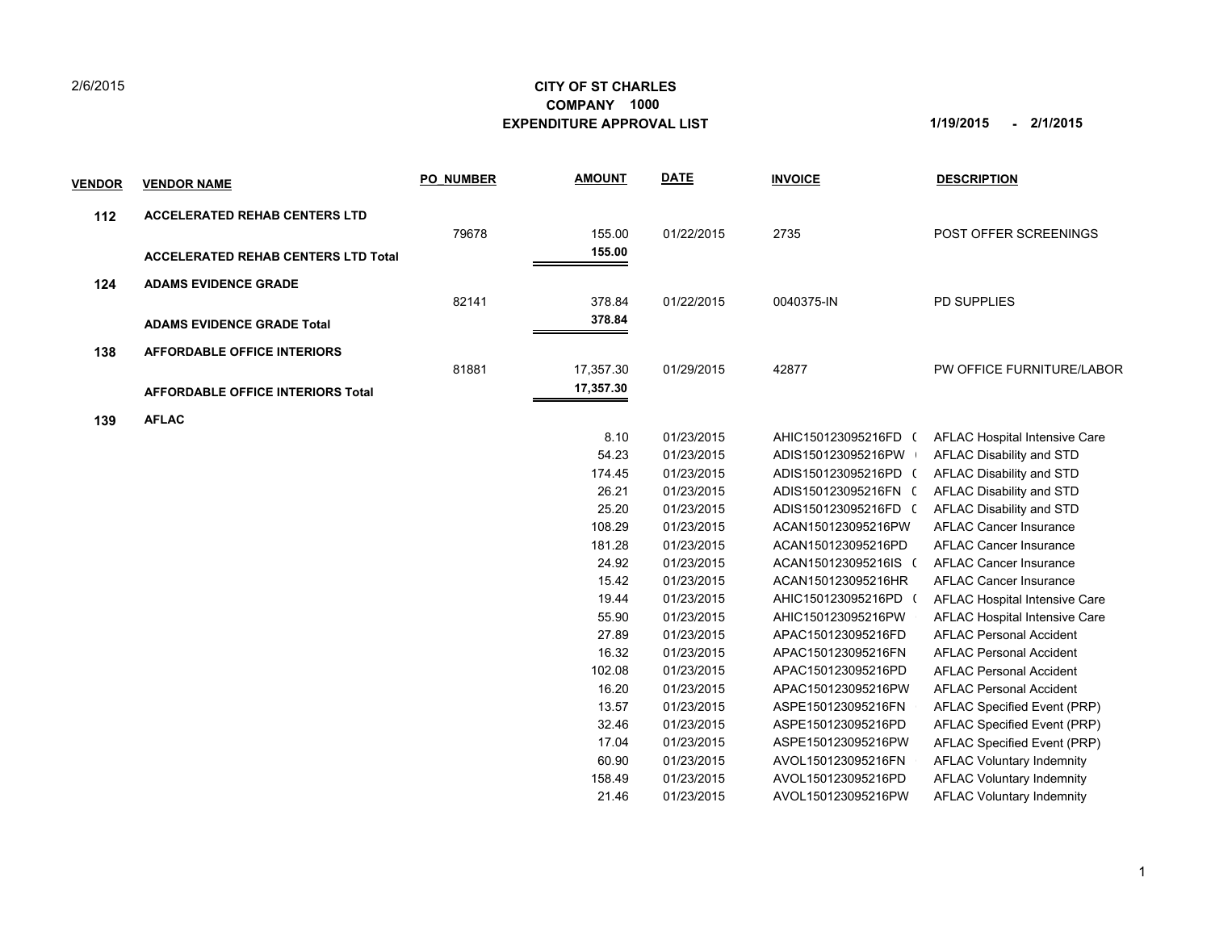2/6/2015

**CITY OF ST CHARLES**
**COMPANY 1000**
**EXPENDITURE APPROVAL LIST**

**1/19/2015 - 2/1/2015**

| VENDOR | VENDOR NAME | PO_NUMBER | AMOUNT | DATE | INVOICE | DESCRIPTION |
|---|---|---|---|---|---|---|
| **112** | **ACCELERATED REHAB CENTERS LTD** | | | | | |
| | | 79678 | 155.00 | 01/22/2015 | 2735 | POST OFFER SCREENINGS |
| | **ACCELERATED REHAB CENTERS LTD Total** | | **155.00** | | | |
| **124** | **ADAMS EVIDENCE GRADE** | | | | | |
| | | 82141 | 378.84 | 01/22/2015 | 0040375-IN | PD SUPPLIES |
| | **ADAMS EVIDENCE GRADE Total** | | **378.84** | | | |
| **138** | **AFFORDABLE OFFICE INTERIORS** | | | | | |
| | | 81881 | 17,357.30 | 01/29/2015 | 42877 | PW OFFICE FURNITURE/LABOR |
| | **AFFORDABLE OFFICE INTERIORS Total** | | **17,357.30** | | | |
| **139** | **AFLAC** | | | | | |
| | | | 8.10 | 01/23/2015 | AHIC150123095216FD ( | AFLAC Hospital Intensive Care |
| | | | 54.23 | 01/23/2015 | ADIS150123095216PW | AFLAC Disability and STD |
| | | | 174.45 | 01/23/2015 | ADIS150123095216PD ( | AFLAC Disability and STD |
| | | | 26.21 | 01/23/2015 | ADIS150123095216FN ( | AFLAC Disability and STD |
| | | | 25.20 | 01/23/2015 | ADIS150123095216FD ( | AFLAC Disability and STD |
| | | | 108.29 | 01/23/2015 | ACAN150123095216PW | AFLAC Cancer Insurance |
| | | | 181.28 | 01/23/2015 | ACAN150123095216PD | AFLAC Cancer Insurance |
| | | | 24.92 | 01/23/2015 | ACAN150123095216IS ( | AFLAC Cancer Insurance |
| | | | 15.42 | 01/23/2015 | ACAN150123095216HR | AFLAC Cancer Insurance |
| | | | 19.44 | 01/23/2015 | AHIC150123095216PD ( | AFLAC Hospital Intensive Care |
| | | | 55.90 | 01/23/2015 | AHIC150123095216PW | AFLAC Hospital Intensive Care |
| | | | 27.89 | 01/23/2015 | APAC150123095216FD | AFLAC Personal Accident |
| | | | 16.32 | 01/23/2015 | APAC150123095216FN | AFLAC Personal Accident |
| | | | 102.08 | 01/23/2015 | APAC150123095216PD | AFLAC Personal Accident |
| | | | 16.20 | 01/23/2015 | APAC150123095216PW | AFLAC Personal Accident |
| | | | 13.57 | 01/23/2015 | ASPE150123095216FN | AFLAC Specified Event (PRP) |
| | | | 32.46 | 01/23/2015 | ASPE150123095216PD | AFLAC Specified Event (PRP) |
| | | | 17.04 | 01/23/2015 | ASPE150123095216PW | AFLAC Specified Event (PRP) |
| | | | 60.90 | 01/23/2015 | AVOL150123095216FN | AFLAC Voluntary Indemnity |
| | | | 158.49 | 01/23/2015 | AVOL150123095216PD | AFLAC Voluntary Indemnity |
| | | | 21.46 | 01/23/2015 | AVOL150123095216PW | AFLAC Voluntary Indemnity |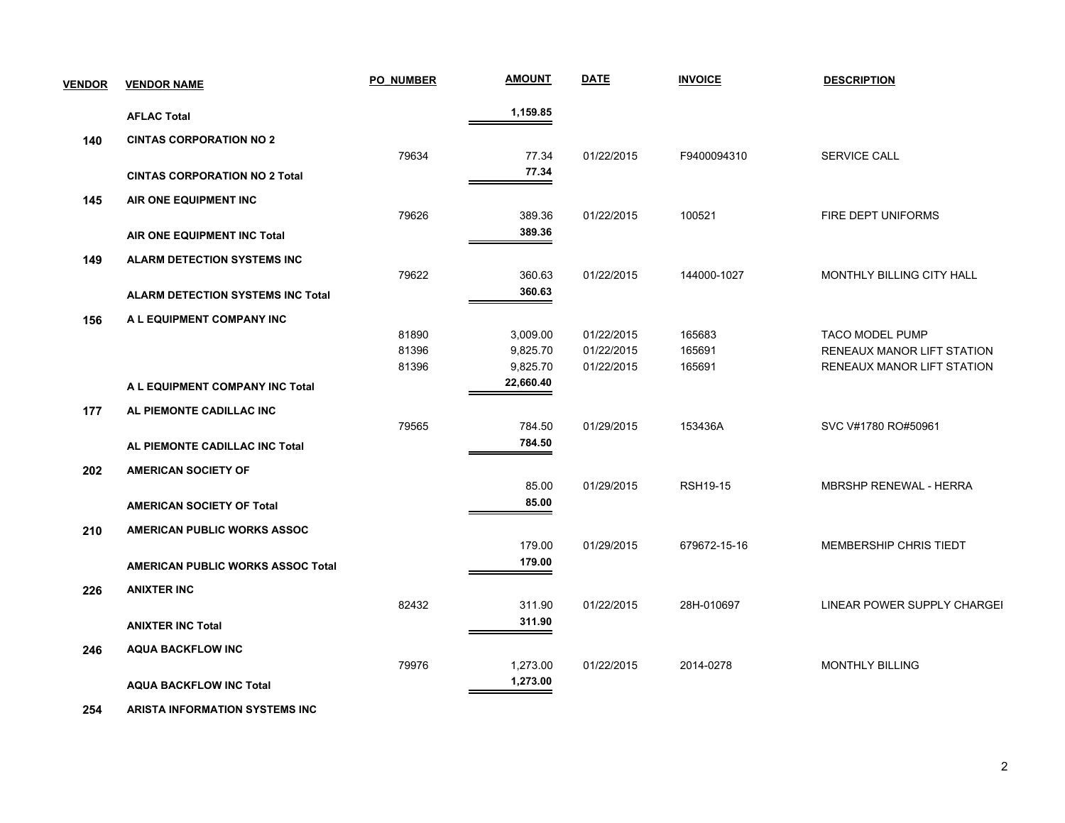| VENDOR | VENDOR NAME | PO_NUMBER | AMOUNT | DATE | INVOICE | DESCRIPTION |
|---|---|---|---|---|---|---|
| | **AFLAC Total** | | **1,159.85** | | | |
| **140** | **CINTAS CORPORATION NO 2** | | | | | |
| | | 79634 | 77.34 | 01/22/2015 | F9400094310 | SERVICE CALL |
| | **CINTAS CORPORATION NO 2 Total** | | **77.34** | | | |
| **145** | **AIR ONE EQUIPMENT INC** | | | | | |
| | | 79626 | 389.36 | 01/22/2015 | 100521 | FIRE DEPT UNIFORMS |
| | **AIR ONE EQUIPMENT INC Total** | | **389.36** | | | |
| **149** | **ALARM DETECTION SYSTEMS INC** | | | | | |
| | | 79622 | 360.63 | 01/22/2015 | 144000-1027 | MONTHLY BILLING CITY HALL |
| | **ALARM DETECTION SYSTEMS INC Total** | | **360.63** | | | |
| **156** | **A L EQUIPMENT COMPANY INC** | | | | | |
| | | 81890 | 3,009.00 | 01/22/2015 | 165683 | TACO MODEL PUMP |
| | | 81396 | 9,825.70 | 01/22/2015 | 165691 | RENEAUX MANOR LIFT STATION |
| | | 81396 | 9,825.70 | 01/22/2015 | 165691 | RENEAUX MANOR LIFT STATION |
| | **A L EQUIPMENT COMPANY INC Total** | | **22,660.40** | | | |
| **177** | **AL PIEMONTE CADILLAC INC** | | | | | |
| | | 79565 | 784.50 | 01/29/2015 | 153436A | SVC V#1780 RO#50961 |
| | **AL PIEMONTE CADILLAC INC Total** | | **784.50** | | | |
| **202** | **AMERICAN SOCIETY OF** | | | | | |
| | | | 85.00 | 01/29/2015 | RSH19-15 | MBRSHP RENEWAL - HERRA |
| | **AMERICAN SOCIETY OF Total** | | **85.00** | | | |
| **210** | **AMERICAN PUBLIC WORKS ASSOC** | | | | | |
| | | | 179.00 | 01/29/2015 | 679672-15-16 | MEMBERSHIP CHRIS TIEDT |
| | **AMERICAN PUBLIC WORKS ASSOC Total** | | **179.00** | | | |
| **226** | **ANIXTER INC** | | | | | |
| | | 82432 | 311.90 | 01/22/2015 | 28H-010697 | LINEAR POWER SUPPLY CHARGEI |
| | **ANIXTER INC Total** | | **311.90** | | | |
| **246** | **AQUA BACKFLOW INC** | | | | | |
| | | 79976 | 1,273.00 | 01/22/2015 | 2014-0278 | MONTHLY BILLING |
| | **AQUA BACKFLOW INC Total** | | **1,273.00** | | | |
| **254** | **ARISTA INFORMATION SYSTEMS INC** | | | | | |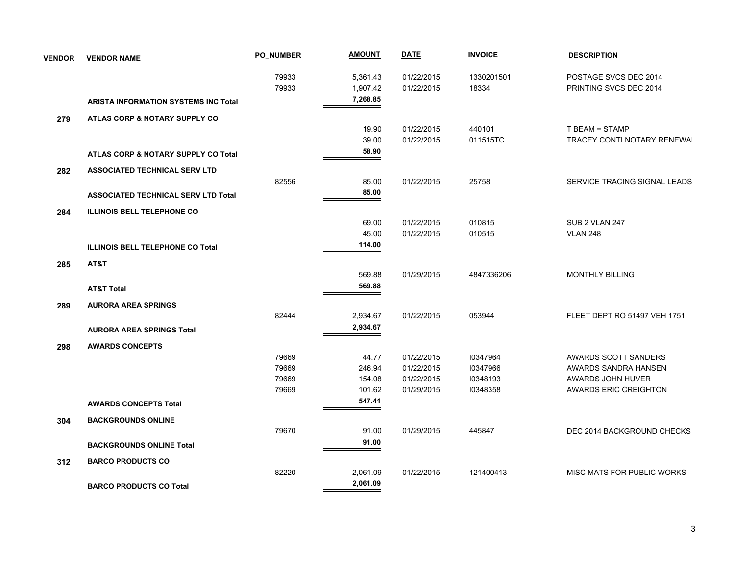| VENDOR | VENDOR NAME | PO_NUMBER | AMOUNT | DATE | INVOICE | DESCRIPTION |
|---|---|---|---|---|---|---|
| | | 79933 | 5,361.43 | 01/22/2015 | 1330201501 | POSTAGE SVCS DEC 2014 |
| | | 79933 | 1,907.42 | 01/22/2015 | 18334 | PRINTING SVCS DEC 2014 |
| | **ARISTA INFORMATION SYSTEMS INC Total** | | **7,268.85** | | | |
| **279** | **ATLAS CORP & NOTARY SUPPLY CO** | | | | | |
| | | | 19.90 | 01/22/2015 | 440101 | T BEAM = STAMP |
| | | | 39.00 | 01/22/2015 | 011515TC | TRACEY CONTI NOTARY RENEWA |
| | **ATLAS CORP & NOTARY SUPPLY CO Total** | | **58.90** | | | |
| **282** | **ASSOCIATED TECHNICAL SERV LTD** | | | | | |
| | | 82556 | 85.00 | 01/22/2015 | 25758 | SERVICE TRACING SIGNAL LEADS |
| | **ASSOCIATED TECHNICAL SERV LTD Total** | | **85.00** | | | |
| **284** | **ILLINOIS BELL TELEPHONE CO** | | | | | |
| | | | 69.00 | 01/22/2015 | 010815 | SUB 2 VLAN 247 |
| | | | 45.00 | 01/22/2015 | 010515 | VLAN 248 |
| | **ILLINOIS BELL TELEPHONE CO Total** | | **114.00** | | | |
| **285** | **AT&T** | | | | | |
| | | | 569.88 | 01/29/2015 | 4847336206 | MONTHLY BILLING |
| | **AT&T Total** | | **569.88** | | | |
| **289** | **AURORA AREA SPRINGS** | | | | | |
| | | 82444 | 2,934.67 | 01/22/2015 | 053944 | FLEET DEPT RO 51497 VEH 1751 |
| | **AURORA AREA SPRINGS Total** | | **2,934.67** | | | |
| **298** | **AWARDS CONCEPTS** | | | | | |
| | | 79669 | 44.77 | 01/22/2015 | I0347964 | AWARDS SCOTT SANDERS |
| | | 79669 | 246.94 | 01/22/2015 | I0347966 | AWARDS SANDRA HANSEN |
| | | 79669 | 154.08 | 01/22/2015 | I0348193 | AWARDS JOHN HUVER |
| | | 79669 | 101.62 | 01/29/2015 | I0348358 | AWARDS ERIC CREIGHTON |
| | **AWARDS CONCEPTS Total** | | **547.41** | | | |
| **304** | **BACKGROUNDS ONLINE** | | | | | |
| | | 79670 | 91.00 | 01/29/2015 | 445847 | DEC 2014 BACKGROUND CHECKS |
| | **BACKGROUNDS ONLINE Total** | | **91.00** | | | |
| **312** | **BARCO PRODUCTS CO** | | | | | |
| | | 82220 | 2,061.09 | 01/22/2015 | 121400413 | MISC MATS FOR PUBLIC WORKS |
| | **BARCO PRODUCTS CO Total** | | **2,061.09** | | | |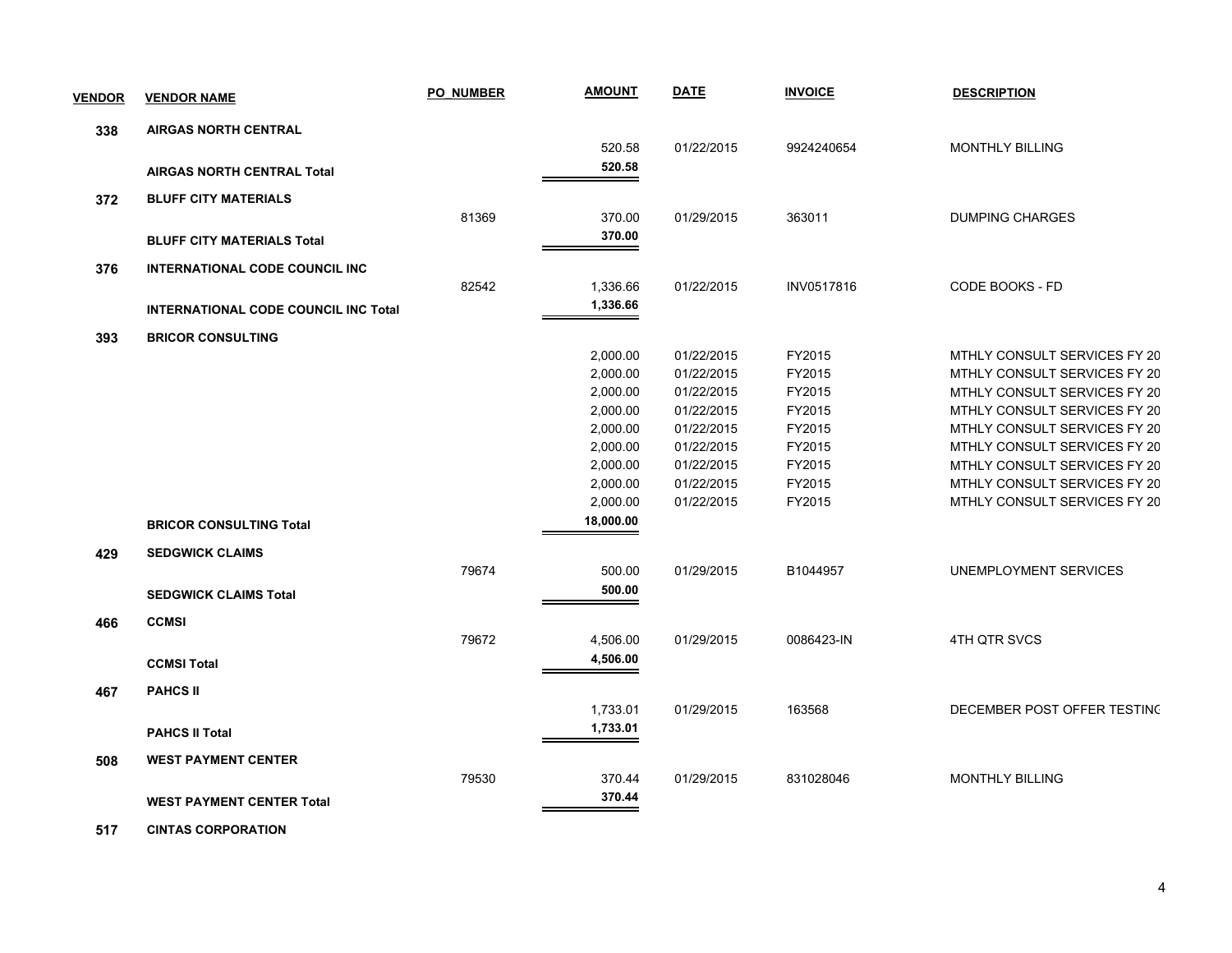| VENDOR | VENDOR NAME | PO_NUMBER | AMOUNT | DATE | INVOICE | DESCRIPTION |
|---|---|---|---|---|---|---|
| 338 | AIRGAS NORTH CENTRAL | | | | | |
| | | | 520.58 | 01/22/2015 | 9924240654 | MONTHLY BILLING |
| | AIRGAS NORTH CENTRAL Total | | 520.58 | | | |
| 372 | BLUFF CITY MATERIALS | | | | | |
| | | 81369 | 370.00 | 01/29/2015 | 363011 | DUMPING CHARGES |
| | BLUFF CITY MATERIALS Total | | 370.00 | | | |
| 376 | INTERNATIONAL CODE COUNCIL INC | | | | | |
| | | 82542 | 1,336.66 | 01/22/2015 | INV0517816 | CODE BOOKS - FD |
| | INTERNATIONAL CODE COUNCIL INC Total | | 1,336.66 | | | |
| 393 | BRICOR CONSULTING | | | | | |
| | | | 2,000.00 | 01/22/2015 | FY2015 | MTHLY CONSULT SERVICES FY 20 |
| | | | 2,000.00 | 01/22/2015 | FY2015 | MTHLY CONSULT SERVICES FY 20 |
| | | | 2,000.00 | 01/22/2015 | FY2015 | MTHLY CONSULT SERVICES FY 20 |
| | | | 2,000.00 | 01/22/2015 | FY2015 | MTHLY CONSULT SERVICES FY 20 |
| | | | 2,000.00 | 01/22/2015 | FY2015 | MTHLY CONSULT SERVICES FY 20 |
| | | | 2,000.00 | 01/22/2015 | FY2015 | MTHLY CONSULT SERVICES FY 20 |
| | | | 2,000.00 | 01/22/2015 | FY2015 | MTHLY CONSULT SERVICES FY 20 |
| | | | 2,000.00 | 01/22/2015 | FY2015 | MTHLY CONSULT SERVICES FY 20 |
| | | | 2,000.00 | 01/22/2015 | FY2015 | MTHLY CONSULT SERVICES FY 20 |
| | BRICOR CONSULTING Total | | 18,000.00 | | | |
| 429 | SEDGWICK CLAIMS | | | | | |
| | | 79674 | 500.00 | 01/29/2015 | B1044957 | UNEMPLOYMENT SERVICES |
| | SEDGWICK CLAIMS Total | | 500.00 | | | |
| 466 | CCMSI | | | | | |
| | | 79672 | 4,506.00 | 01/29/2015 | 0086423-IN | 4TH QTR SVCS |
| | CCMSI Total | | 4,506.00 | | | |
| 467 | PAHCS II | | | | | |
| | | | 1,733.01 | 01/29/2015 | 163568 | DECEMBER POST OFFER TESTINC |
| | PAHCS II Total | | 1,733.01 | | | |
| 508 | WEST PAYMENT CENTER | | | | | |
| | | 79530 | 370.44 | 01/29/2015 | 831028046 | MONTHLY BILLING |
| | WEST PAYMENT CENTER Total | | 370.44 | | | |
| 517 | CINTAS CORPORATION | | | | | |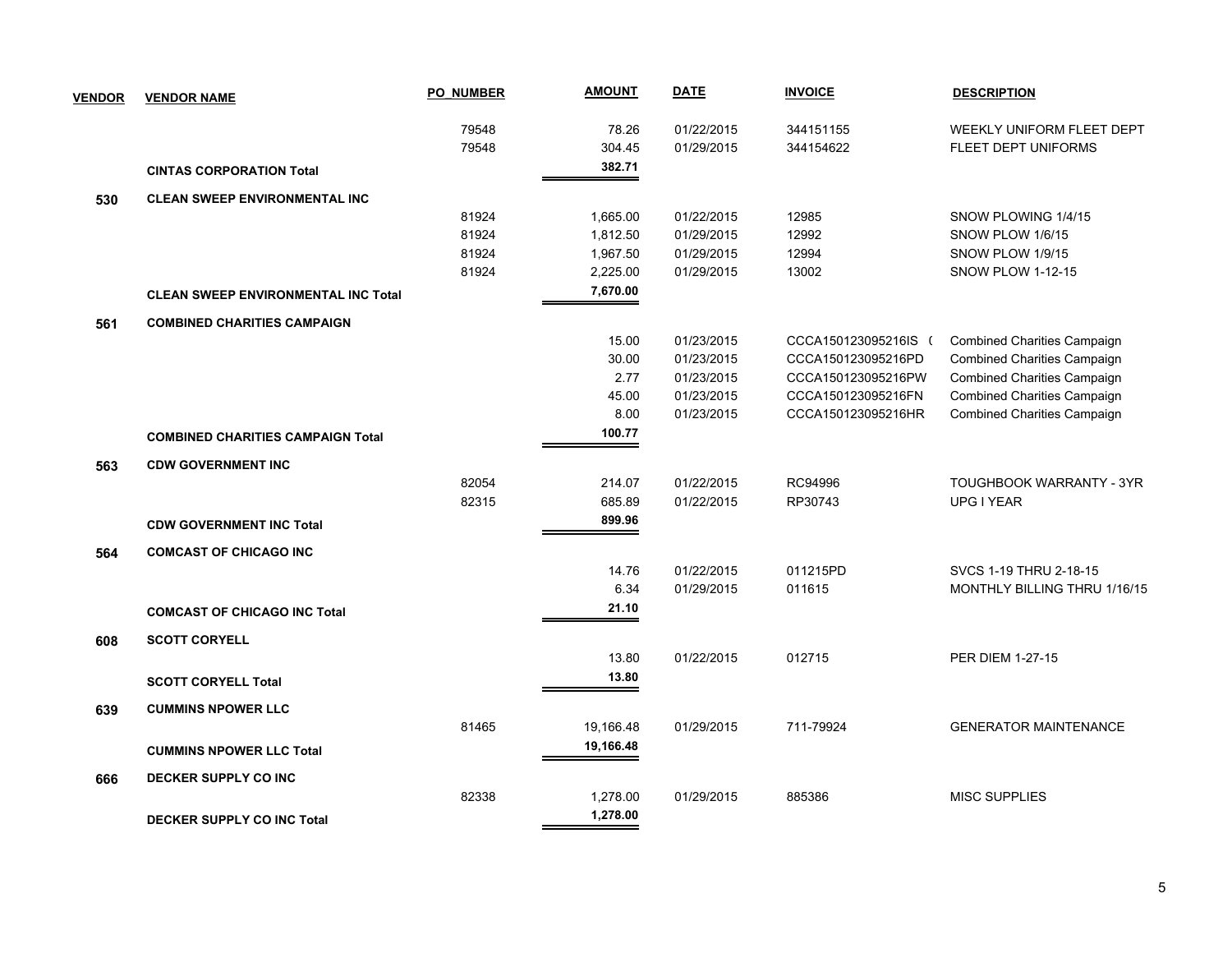| VENDOR | VENDOR NAME | PO_NUMBER | AMOUNT | DATE | INVOICE | DESCRIPTION |
|---|---|---|---|---|---|---|
| | | 79548 | 78.26 | 01/22/2015 | 344151155 | WEEKLY UNIFORM FLEET DEPT |
| | | 79548 | 304.45 | 01/29/2015 | 344154622 | FLEET DEPT UNIFORMS |
| | **CINTAS CORPORATION Total** | | **382.71** | | | |
| **530** | **CLEAN SWEEP ENVIRONMENTAL INC** | | | | | |
| | | 81924 | 1,665.00 | 01/22/2015 | 12985 | SNOW PLOWING 1/4/15 |
| | | 81924 | 1,812.50 | 01/29/2015 | 12992 | SNOW PLOW 1/6/15 |
| | | 81924 | 1,967.50 | 01/29/2015 | 12994 | SNOW PLOW 1/9/15 |
| | | 81924 | 2,225.00 | 01/29/2015 | 13002 | SNOW PLOW 1-12-15 |
| | **CLEAN SWEEP ENVIRONMENTAL INC Total** | | **7,670.00** | | | |
| **561** | **COMBINED CHARITIES CAMPAIGN** | | | | | |
| | | | 15.00 | 01/23/2015 | CCCA150123095216IS ( | Combined Charities Campaign |
| | | | 30.00 | 01/23/2015 | CCCA150123095216PD | Combined Charities Campaign |
| | | | 2.77 | 01/23/2015 | CCCA150123095216PW | Combined Charities Campaign |
| | | | 45.00 | 01/23/2015 | CCCA150123095216FN | Combined Charities Campaign |
| | | | 8.00 | 01/23/2015 | CCCA150123095216HR | Combined Charities Campaign |
| | **COMBINED CHARITIES CAMPAIGN Total** | | **100.77** | | | |
| **563** | **CDW GOVERNMENT INC** | | | | | |
| | | 82054 | 214.07 | 01/22/2015 | RC94996 | TOUGHBOOK WARRANTY - 3YR |
| | | 82315 | 685.89 | 01/22/2015 | RP30743 | UPG I YEAR |
| | **CDW GOVERNMENT INC Total** | | **899.96** | | | |
| **564** | **COMCAST OF CHICAGO INC** | | | | | |
| | | | 14.76 | 01/22/2015 | 011215PD | SVCS 1-19 THRU 2-18-15 |
| | | | 6.34 | 01/29/2015 | 011615 | MONTHLY BILLING THRU 1/16/15 |
| | **COMCAST OF CHICAGO INC Total** | | **21.10** | | | |
| **608** | **SCOTT CORYELL** | | | | | |
| | | | 13.80 | 01/22/2015 | 012715 | PER DIEM 1-27-15 |
| | **SCOTT CORYELL Total** | | **13.80** | | | |
| **639** | **CUMMINS NPOWER LLC** | | | | | |
| | | 81465 | 19,166.48 | 01/29/2015 | 711-79924 | GENERATOR MAINTENANCE |
| | **CUMMINS NPOWER LLC Total** | | **19,166.48** | | | |
| **666** | **DECKER SUPPLY CO INC** | | | | | |
| | | 82338 | 1,278.00 | 01/29/2015 | 885386 | MISC SUPPLIES |
| | **DECKER SUPPLY CO INC Total** | | **1,278.00** | | | |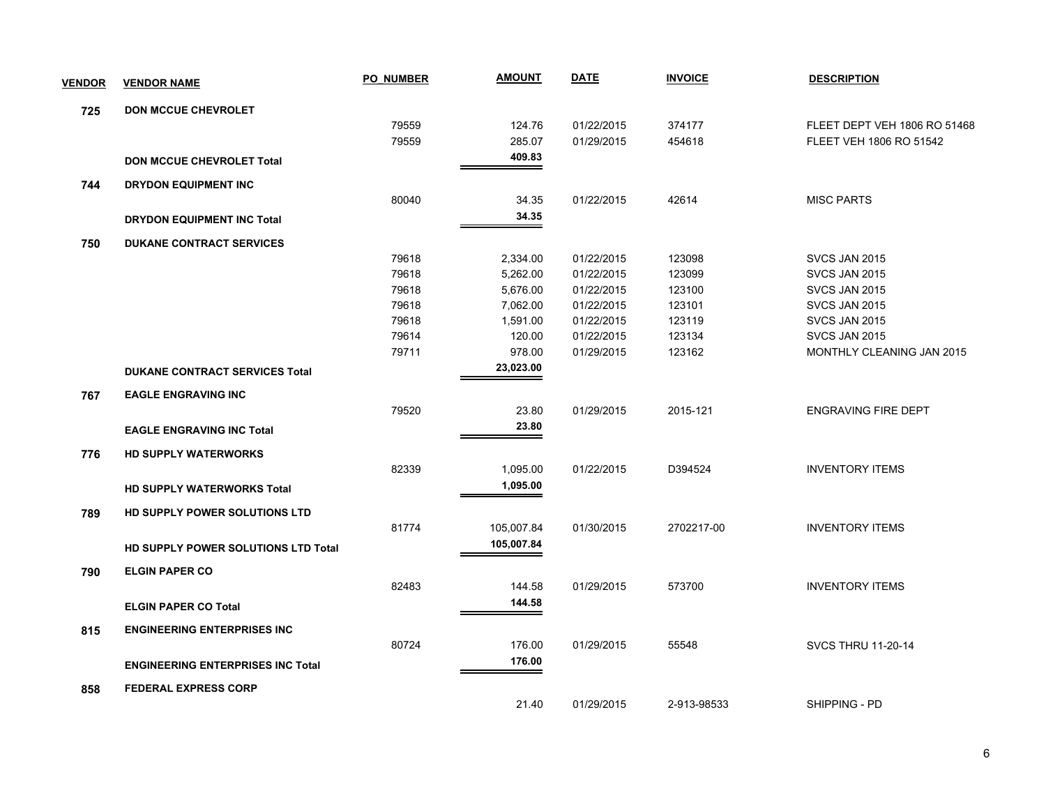| VENDOR | VENDOR NAME | PO_NUMBER | AMOUNT | DATE | INVOICE | DESCRIPTION |
|---|---|---|---|---|---|---|
| 725 | DON MCCUE CHEVROLET | | | | | |
| | | 79559 | 124.76 | 01/22/2015 | 374177 | FLEET DEPT VEH 1806 RO 51468 |
| | | 79559 | 285.07 | 01/29/2015 | 454618 | FLEET VEH 1806 RO 51542 |
| | **DON MCCUE CHEVROLET Total** | | **409.83** | | | |
| 744 | DRYDON EQUIPMENT INC | | | | | |
| | | 80040 | 34.35 | 01/22/2015 | 42614 | MISC PARTS |
| | **DRYDON EQUIPMENT INC Total** | | **34.35** | | | |
| 750 | DUKANE CONTRACT SERVICES | | | | | |
| | | 79618 | 2,334.00 | 01/22/2015 | 123098 | SVCS JAN 2015 |
| | | 79618 | 5,262.00 | 01/22/2015 | 123099 | SVCS JAN 2015 |
| | | 79618 | 5,676.00 | 01/22/2015 | 123100 | SVCS JAN 2015 |
| | | 79618 | 7,062.00 | 01/22/2015 | 123101 | SVCS JAN 2015 |
| | | 79618 | 1,591.00 | 01/22/2015 | 123119 | SVCS JAN 2015 |
| | | 79614 | 120.00 | 01/22/2015 | 123134 | SVCS JAN 2015 |
| | | 79711 | 978.00 | 01/29/2015 | 123162 | MONTHLY CLEANING JAN 2015 |
| | **DUKANE CONTRACT SERVICES Total** | | **23,023.00** | | | |
| 767 | EAGLE ENGRAVING INC | | | | | |
| | | 79520 | 23.80 | 01/29/2015 | 2015-121 | ENGRAVING FIRE DEPT |
| | **EAGLE ENGRAVING INC Total** | | **23.80** | | | |
| 776 | HD SUPPLY WATERWORKS | | | | | |
| | | 82339 | 1,095.00 | 01/22/2015 | D394524 | INVENTORY ITEMS |
| | **HD SUPPLY WATERWORKS Total** | | **1,095.00** | | | |
| 789 | HD SUPPLY POWER SOLUTIONS LTD | | | | | |
| | | 81774 | 105,007.84 | 01/30/2015 | 2702217-00 | INVENTORY ITEMS |
| | **HD SUPPLY POWER SOLUTIONS LTD Total** | | **105,007.84** | | | |
| 790 | ELGIN PAPER CO | | | | | |
| | | 82483 | 144.58 | 01/29/2015 | 573700 | INVENTORY ITEMS |
| | **ELGIN PAPER CO Total** | | **144.58** | | | |
| 815 | ENGINEERING ENTERPRISES INC | | | | | |
| | | 80724 | 176.00 | 01/29/2015 | 55548 | SVCS THRU 11-20-14 |
| | **ENGINEERING ENTERPRISES INC Total** | | **176.00** | | | |
| 858 | FEDERAL EXPRESS CORP | | | | | |
| | | | 21.40 | 01/29/2015 | 2-913-98533 | SHIPPING - PD |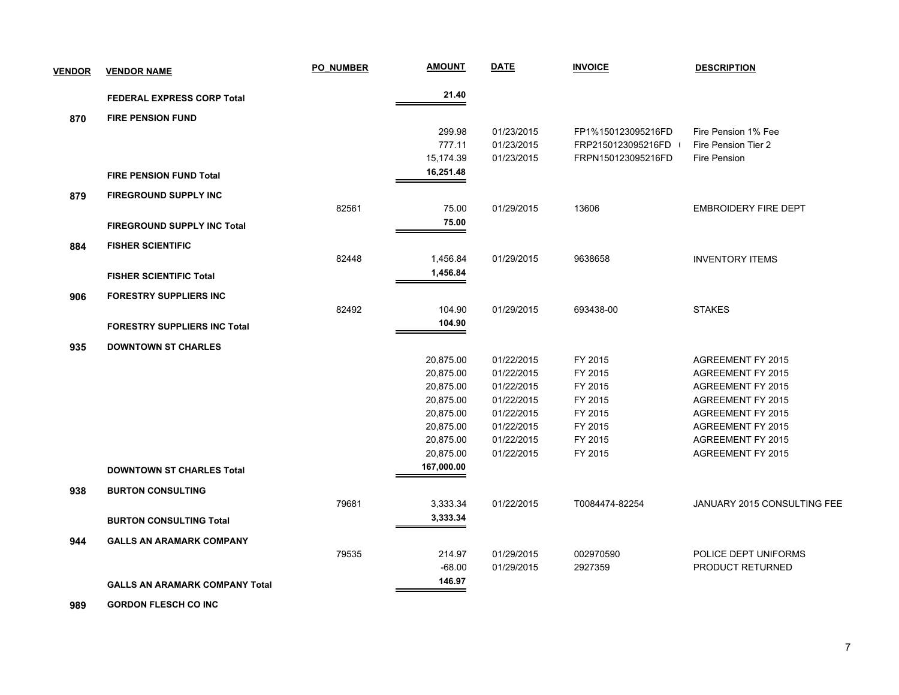| VENDOR | VENDOR NAME | PO_NUMBER | AMOUNT | DATE | INVOICE | DESCRIPTION |
|---|---|---|---|---|---|---|
| | **FEDERAL EXPRESS CORP Total** | | **21.40** | | | |
| **870** | **FIRE PENSION FUND** | | | | | |
| | | | 299.98 | 01/23/2015 | FP1%150123095216FD | Fire Pension 1% Fee |
| | | | 777.11 | 01/23/2015 | FRP2150123095216FD ( | Fire Pension Tier 2 |
| | | | 15,174.39 | 01/23/2015 | FRPN150123095216FD | Fire Pension |
| | **FIRE PENSION FUND Total** | | **16,251.48** | | | |
| **879** | **FIREGROUND SUPPLY INC** | | | | | |
| | | 82561 | 75.00 | 01/29/2015 | 13606 | EMBROIDERY FIRE DEPT |
| | **FIREGROUND SUPPLY INC Total** | | **75.00** | | | |
| **884** | **FISHER SCIENTIFIC** | | | | | |
| | | 82448 | 1,456.84 | 01/29/2015 | 9638658 | INVENTORY ITEMS |
| | **FISHER SCIENTIFIC Total** | | **1,456.84** | | | |
| **906** | **FORESTRY SUPPLIERS INC** | | | | | |
| | | 82492 | 104.90 | 01/29/2015 | 693438-00 | STAKES |
| | **FORESTRY SUPPLIERS INC Total** | | **104.90** | | | |
| **935** | **DOWNTOWN ST CHARLES** | | | | | |
| | | | 20,875.00 | 01/22/2015 | FY 2015 | AGREEMENT FY 2015 |
| | | | 20,875.00 | 01/22/2015 | FY 2015 | AGREEMENT FY 2015 |
| | | | 20,875.00 | 01/22/2015 | FY 2015 | AGREEMENT FY 2015 |
| | | | 20,875.00 | 01/22/2015 | FY 2015 | AGREEMENT FY 2015 |
| | | | 20,875.00 | 01/22/2015 | FY 2015 | AGREEMENT FY 2015 |
| | | | 20,875.00 | 01/22/2015 | FY 2015 | AGREEMENT FY 2015 |
| | | | 20,875.00 | 01/22/2015 | FY 2015 | AGREEMENT FY 2015 |
| | | | 20,875.00 | 01/22/2015 | FY 2015 | AGREEMENT FY 2015 |
| | **DOWNTOWN ST CHARLES Total** | | **167,000.00** | | | |
| **938** | **BURTON CONSULTING** | | | | | |
| | | 79681 | 3,333.34 | 01/22/2015 | T0084474-82254 | JANUARY 2015 CONSULTING FEE |
| | **BURTON CONSULTING Total** | | **3,333.34** | | | |
| **944** | **GALLS AN ARAMARK COMPANY** | | | | | |
| | | 79535 | 214.97 | 01/29/2015 | 002970590 | POLICE DEPT UNIFORMS |
| | | | -68.00 | 01/29/2015 | 2927359 | PRODUCT RETURNED |
| | **GALLS AN ARAMARK COMPANY Total** | | **146.97** | | | |
| **989** | **GORDON FLESCH CO INC** | | | | | |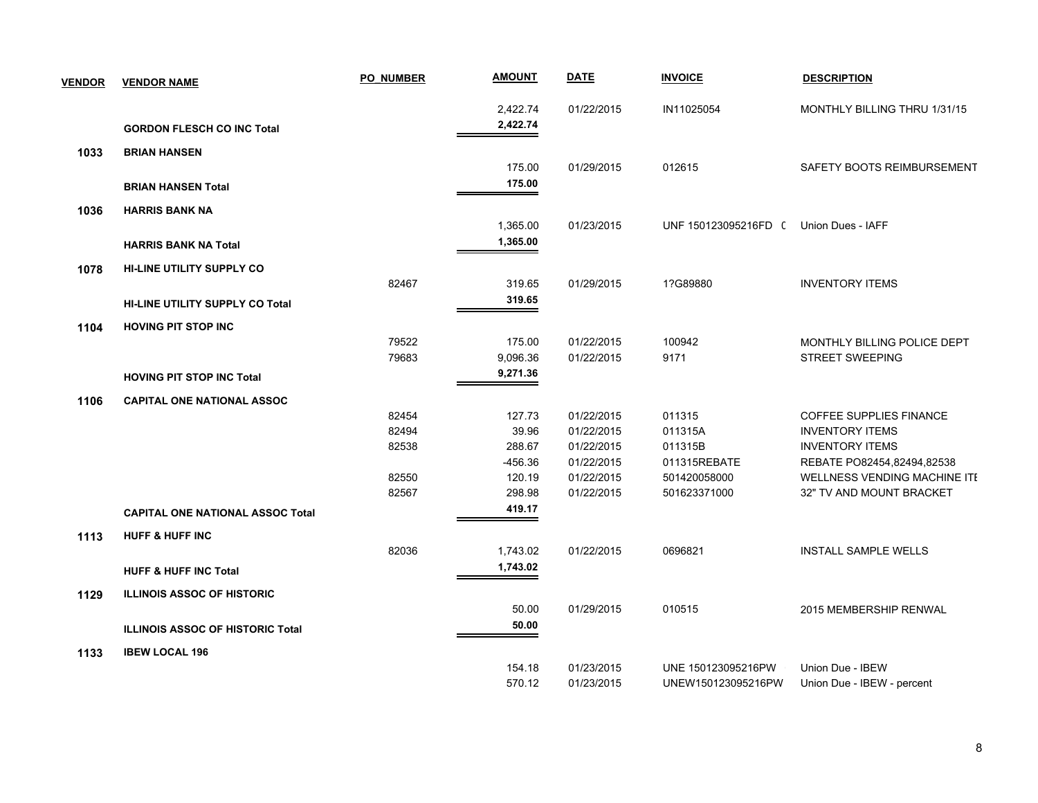| VENDOR | VENDOR NAME | PO_NUMBER | AMOUNT | DATE | INVOICE | DESCRIPTION |
|---|---|---|---|---|---|---|
| | | | 2,422.74 | 01/22/2015 | IN11025054 | MONTHLY BILLING THRU 1/31/15 |
| | **GORDON FLESCH CO INC Total** | | **2,422.74** | | | |
| **1033** | **BRIAN HANSEN** | | | | | |
| | | | 175.00 | 01/29/2015 | 012615 | SAFETY BOOTS REIMBURSEMENT |
| | **BRIAN HANSEN Total** | | **175.00** | | | |
| **1036** | **HARRIS BANK NA** | | | | | |
| | | | 1,365.00 | 01/23/2015 | UNF 150123095216FD ( | Union Dues - IAFF |
| | **HARRIS BANK NA Total** | | **1,365.00** | | | |
| **1078** | **HI-LINE UTILITY SUPPLY CO** | | | | | |
| | | 82467 | 319.65 | 01/29/2015 | 1?G89880 | INVENTORY ITEMS |
| | **HI-LINE UTILITY SUPPLY CO Total** | | **319.65** | | | |
| **1104** | **HOVING PIT STOP INC** | | | | | |
| | | 79522 | 175.00 | 01/22/2015 | 100942 | MONTHLY BILLING POLICE DEPT |
| | | 79683 | 9,096.36 | 01/22/2015 | 9171 | STREET SWEEPING |
| | **HOVING PIT STOP INC Total** | | **9,271.36** | | | |
| **1106** | **CAPITAL ONE NATIONAL ASSOC** | | | | | |
| | | 82454 | 127.73 | 01/22/2015 | 011315 | COFFEE SUPPLIES FINANCE |
| | | 82494 | 39.96 | 01/22/2015 | 011315A | INVENTORY ITEMS |
| | | 82538 | 288.67 | 01/22/2015 | 011315B | INVENTORY ITEMS |
| | | | -456.36 | 01/22/2015 | 011315REBATE | REBATE PO82454,82494,82538 |
| | | 82550 | 120.19 | 01/22/2015 | 501420058000 | WELLNESS VENDING MACHINE ITE |
| | | 82567 | 298.98 | 01/22/2015 | 501623371000 | 32" TV AND MOUNT BRACKET |
| | **CAPITAL ONE NATIONAL ASSOC Total** | | **419.17** | | | |
| **1113** | **HUFF & HUFF INC** | | | | | |
| | | 82036 | 1,743.02 | 01/22/2015 | 0696821 | INSTALL SAMPLE WELLS |
| | **HUFF & HUFF INC Total** | | **1,743.02** | | | |
| **1129** | **ILLINOIS ASSOC OF HISTORIC** | | | | | |
| | | | 50.00 | 01/29/2015 | 010515 | 2015 MEMBERSHIP RENWAL |
| | **ILLINOIS ASSOC OF HISTORIC Total** | | **50.00** | | | |
| **1133** | **IBEW LOCAL 196** | | | | | |
| | | | 154.18 | 01/23/2015 | UNE 150123095216PW | Union Due - IBEW |
| | | | 570.12 | 01/23/2015 | UNEW150123095216PW | Union Due - IBEW - percent |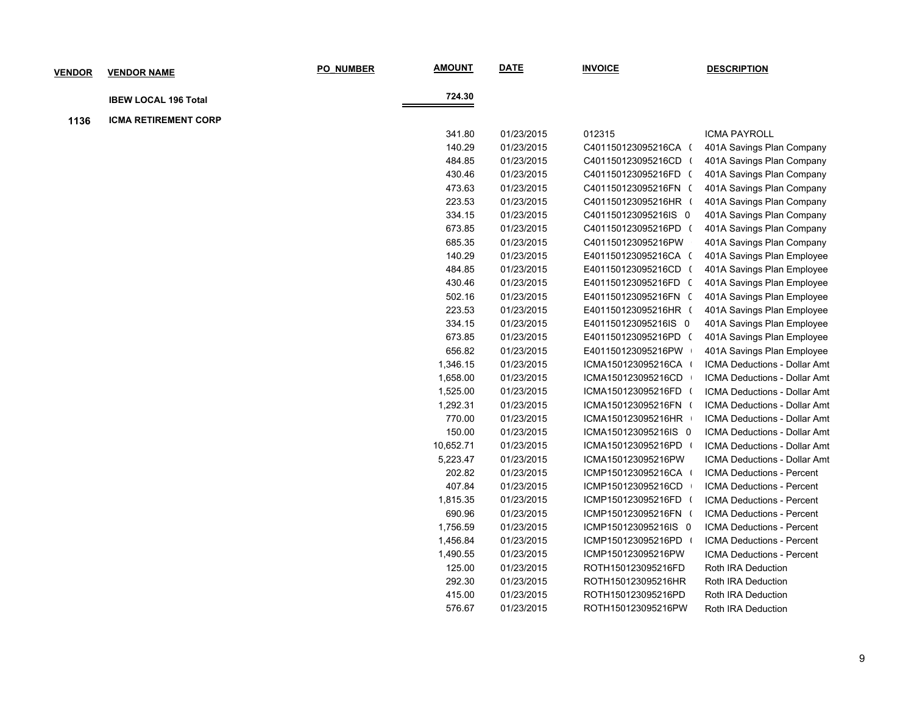| VENDOR | VENDOR NAME | PO_NUMBER | AMOUNT | DATE | INVOICE | DESCRIPTION |
|---|---|---|---|---|---|---|
| | **IBEW LOCAL 196 Total** | | **724.30** | | | |
| **1136** | **ICMA RETIREMENT CORP** | | | | | |
| | | | 341.80 | 01/23/2015 | 012315 | ICMA PAYROLL |
| | | | 140.29 | 01/23/2015 | C401150123095216CA ( | 401A Savings Plan Company |
| | | | 484.85 | 01/23/2015 | C401150123095216CD ( | 401A Savings Plan Company |
| | | | 430.46 | 01/23/2015 | C401150123095216FD ( | 401A Savings Plan Company |
| | | | 473.63 | 01/23/2015 | C401150123095216FN ( | 401A Savings Plan Company |
| | | | 223.53 | 01/23/2015 | C401150123095216HR ( | 401A Savings Plan Company |
| | | | 334.15 | 01/23/2015 | C401150123095216IS 0 | 401A Savings Plan Company |
| | | | 673.85 | 01/23/2015 | C401150123095216PD ( | 401A Savings Plan Company |
| | | | 685.35 | 01/23/2015 | C401150123095216PW | 401A Savings Plan Company |
| | | | 140.29 | 01/23/2015 | E401150123095216CA ( | 401A Savings Plan Employee |
| | | | 484.85 | 01/23/2015 | E401150123095216CD ( | 401A Savings Plan Employee |
| | | | 430.46 | 01/23/2015 | E401150123095216FD ( | 401A Savings Plan Employee |
| | | | 502.16 | 01/23/2015 | E401150123095216FN ( | 401A Savings Plan Employee |
| | | | 223.53 | 01/23/2015 | E401150123095216HR ( | 401A Savings Plan Employee |
| | | | 334.15 | 01/23/2015 | E401150123095216IS 0 | 401A Savings Plan Employee |
| | | | 673.85 | 01/23/2015 | E401150123095216PD ( | 401A Savings Plan Employee |
| | | | 656.82 | 01/23/2015 | E401150123095216PW | 401A Savings Plan Employee |
| | | | 1,346.15 | 01/23/2015 | ICMA150123095216CA ( | ICMA Deductions - Dollar Amt |
| | | | 1,658.00 | 01/23/2015 | ICMA150123095216CD | ICMA Deductions - Dollar Amt |
| | | | 1,525.00 | 01/23/2015 | ICMA150123095216FD ( | ICMA Deductions - Dollar Amt |
| | | | 1,292.31 | 01/23/2015 | ICMA150123095216FN ( | ICMA Deductions - Dollar Amt |
| | | | 770.00 | 01/23/2015 | ICMA150123095216HR | ICMA Deductions - Dollar Amt |
| | | | 150.00 | 01/23/2015 | ICMA150123095216IS 0 | ICMA Deductions - Dollar Amt |
| | | | 10,652.71 | 01/23/2015 | ICMA150123095216PD ( | ICMA Deductions - Dollar Amt |
| | | | 5,223.47 | 01/23/2015 | ICMA150123095216PW | ICMA Deductions - Dollar Amt |
| | | | 202.82 | 01/23/2015 | ICMP150123095216CA ( | ICMA Deductions - Percent |
| | | | 407.84 | 01/23/2015 | ICMP150123095216CD | ICMA Deductions - Percent |
| | | | 1,815.35 | 01/23/2015 | ICMP150123095216FD ( | ICMA Deductions - Percent |
| | | | 690.96 | 01/23/2015 | ICMP150123095216FN ( | ICMA Deductions - Percent |
| | | | 1,756.59 | 01/23/2015 | ICMP150123095216IS 0 | ICMA Deductions - Percent |
| | | | 1,456.84 | 01/23/2015 | ICMP150123095216PD ( | ICMA Deductions - Percent |
| | | | 1,490.55 | 01/23/2015 | ICMP150123095216PW | ICMA Deductions - Percent |
| | | | 125.00 | 01/23/2015 | ROTH150123095216FD | Roth IRA Deduction |
| | | | 292.30 | 01/23/2015 | ROTH150123095216HR | Roth IRA Deduction |
| | | | 415.00 | 01/23/2015 | ROTH150123095216PD | Roth IRA Deduction |
| | | | 576.67 | 01/23/2015 | ROTH150123095216PW | Roth IRA Deduction |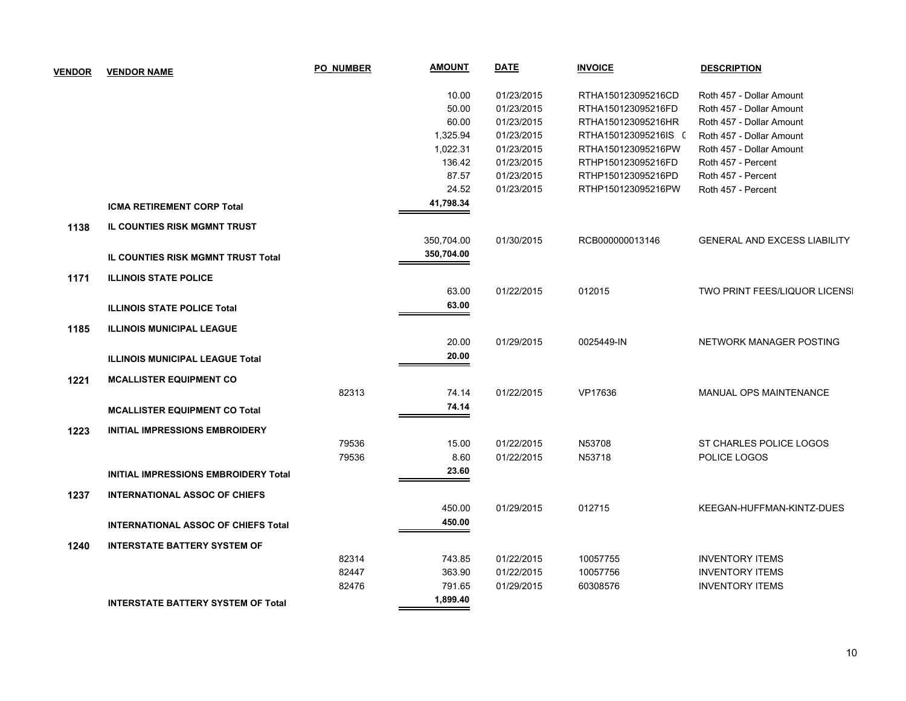| VENDOR | VENDOR NAME | PO_NUMBER | AMOUNT | DATE | INVOICE | DESCRIPTION |
|---|---|---|---|---|---|---|
| | | | 10.00 | 01/23/2015 | RTHA150123095216CD | Roth 457 - Dollar Amount |
| | | | 50.00 | 01/23/2015 | RTHA150123095216FD | Roth 457 - Dollar Amount |
| | | | 60.00 | 01/23/2015 | RTHA150123095216HR | Roth 457 - Dollar Amount |
| | | | 1,325.94 | 01/23/2015 | RTHA150123095216IS ( | Roth 457 - Dollar Amount |
| | | | 1,022.31 | 01/23/2015 | RTHA150123095216PW | Roth 457 - Dollar Amount |
| | | | 136.42 | 01/23/2015 | RTHP150123095216FD | Roth 457 - Percent |
| | | | 87.57 | 01/23/2015 | RTHP150123095216PD | Roth 457 - Percent |
| | | | 24.52 | 01/23/2015 | RTHP150123095216PW | Roth 457 - Percent |
| | **ICMA RETIREMENT CORP Total** | | **41,798.34** | | | |
| **1138** | **IL COUNTIES RISK MGMNT TRUST** | | | | | |
| | | | 350,704.00 | 01/30/2015 | RCB000000013146 | GENERAL AND EXCESS LIABILITY |
| | **IL COUNTIES RISK MGMNT TRUST Total** | | **350,704.00** | | | |
| **1171** | **ILLINOIS STATE POLICE** | | | | | |
| | | | 63.00 | 01/22/2015 | 012015 | TWO PRINT FEES/LIQUOR LICENSI |
| | **ILLINOIS STATE POLICE Total** | | **63.00** | | | |
| **1185** | **ILLINOIS MUNICIPAL LEAGUE** | | | | | |
| | | | 20.00 | 01/29/2015 | 0025449-IN | NETWORK MANAGER POSTING |
| | **ILLINOIS MUNICIPAL LEAGUE Total** | | **20.00** | | | |
| **1221** | **MCALLISTER EQUIPMENT CO** | | | | | |
| | | 82313 | 74.14 | 01/22/2015 | VP17636 | MANUAL OPS MAINTENANCE |
| | **MCALLISTER EQUIPMENT CO Total** | | **74.14** | | | |
| **1223** | **INITIAL IMPRESSIONS EMBROIDERY** | | | | | |
| | | 79536 | 15.00 | 01/22/2015 | N53708 | ST CHARLES POLICE LOGOS |
| | | 79536 | 8.60 | 01/22/2015 | N53718 | POLICE LOGOS |
| | **INITIAL IMPRESSIONS EMBROIDERY Total** | | **23.60** | | | |
| **1237** | **INTERNATIONAL ASSOC OF CHIEFS** | | | | | |
| | | | 450.00 | 01/29/2015 | 012715 | KEEGAN-HUFFMAN-KINTZ-DUES |
| | **INTERNATIONAL ASSOC OF CHIEFS Total** | | **450.00** | | | |
| **1240** | **INTERSTATE BATTERY SYSTEM OF** | | | | | |
| | | 82314 | 743.85 | 01/22/2015 | 10057755 | INVENTORY ITEMS |
| | | 82447 | 363.90 | 01/22/2015 | 10057756 | INVENTORY ITEMS |
| | | 82476 | 791.65 | 01/29/2015 | 60308576 | INVENTORY ITEMS |
| | **INTERSTATE BATTERY SYSTEM OF Total** | | **1,899.40** | | | |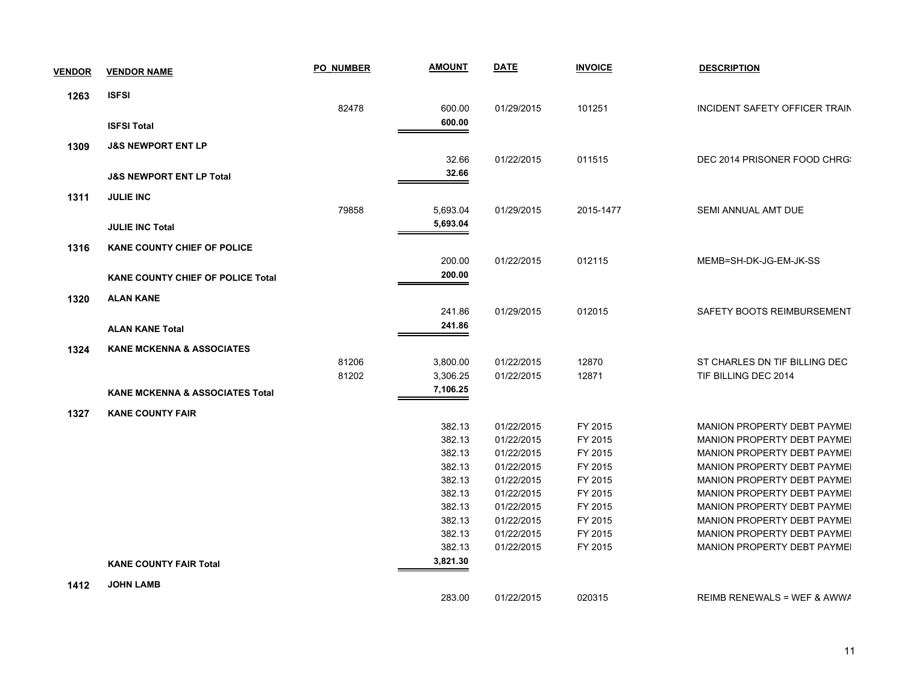| VENDOR | VENDOR NAME | PO_NUMBER | AMOUNT | DATE | INVOICE | DESCRIPTION |
|---|---|---|---|---|---|---|
| **1263** | **ISFSI** | | | | | |
| | | 82478 | 600.00 | 01/29/2015 | 101251 | INCIDENT SAFETY OFFICER TRAIN |
| | **ISFSI Total** | | **600.00** | | | |
| **1309** | **J&S NEWPORT ENT LP** | | | | | |
| | | | 32.66 | 01/22/2015 | 011515 | DEC 2014 PRISONER FOOD CHRG: |
| | **J&S NEWPORT ENT LP Total** | | **32.66** | | | |
| **1311** | **JULIE INC** | | | | | |
| | | 79858 | 5,693.04 | 01/29/2015 | 2015-1477 | SEMI ANNUAL AMT DUE |
| | **JULIE INC Total** | | **5,693.04** | | | |
| **1316** | **KANE COUNTY CHIEF OF POLICE** | | | | | |
| | | | 200.00 | 01/22/2015 | 012115 | MEMB=SH-DK-JG-EM-JK-SS |
| | **KANE COUNTY CHIEF OF POLICE Total** | | **200.00** | | | |
| **1320** | **ALAN KANE** | | | | | |
| | | | 241.86 | 01/29/2015 | 012015 | SAFETY BOOTS REIMBURSEMENT |
| | **ALAN KANE Total** | | **241.86** | | | |
| **1324** | **KANE MCKENNA & ASSOCIATES** | | | | | |
| | | 81206 | 3,800.00 | 01/22/2015 | 12870 | ST CHARLES DN TIF BILLING DEC |
| | | 81202 | 3,306.25 | 01/22/2015 | 12871 | TIF BILLING DEC 2014 |
| | **KANE MCKENNA & ASSOCIATES Total** | | **7,106.25** | | | |
| **1327** | **KANE COUNTY FAIR** | | | | | |
| | | | 382.13 | 01/22/2015 | FY 2015 | MANION PROPERTY DEBT PAYMEI |
| | | | 382.13 | 01/22/2015 | FY 2015 | MANION PROPERTY DEBT PAYMEI |
| | | | 382.13 | 01/22/2015 | FY 2015 | MANION PROPERTY DEBT PAYMEI |
| | | | 382.13 | 01/22/2015 | FY 2015 | MANION PROPERTY DEBT PAYMEI |
| | | | 382.13 | 01/22/2015 | FY 2015 | MANION PROPERTY DEBT PAYMEI |
| | | | 382.13 | 01/22/2015 | FY 2015 | MANION PROPERTY DEBT PAYMEI |
| | | | 382.13 | 01/22/2015 | FY 2015 | MANION PROPERTY DEBT PAYMEI |
| | | | 382.13 | 01/22/2015 | FY 2015 | MANION PROPERTY DEBT PAYMEI |
| | | | 382.13 | 01/22/2015 | FY 2015 | MANION PROPERTY DEBT PAYMEI |
| | | | 382.13 | 01/22/2015 | FY 2015 | MANION PROPERTY DEBT PAYMEI |
| | **KANE COUNTY FAIR Total** | | **3,821.30** | | | |
| **1412** | **JOHN LAMB** | | | | | |
| | | | 283.00 | 01/22/2015 | 020315 | REIMB RENEWALS = WEF & AWWA |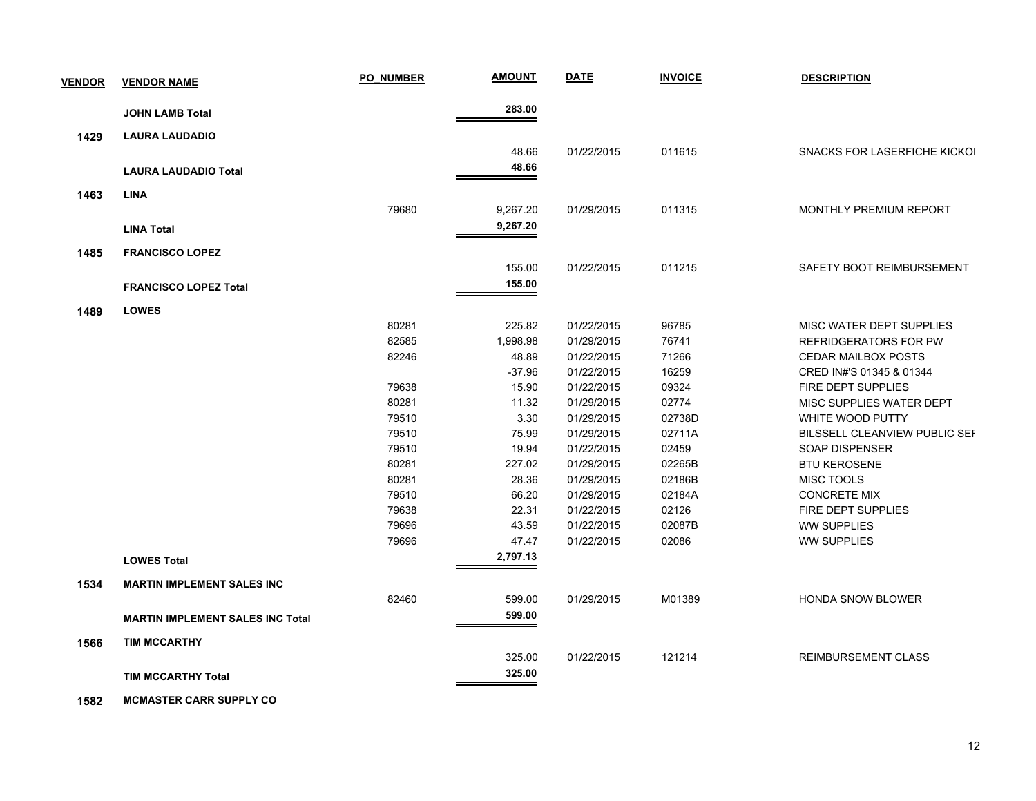| VENDOR | VENDOR NAME | PO_NUMBER | AMOUNT | DATE | INVOICE | DESCRIPTION |
|---|---|---|---|---|---|---|
| | **JOHN LAMB Total** | | **283.00** | | | |
| **1429** | **LAURA LAUDADIO** | | | | | |
| | | | 48.66 | 01/22/2015 | 011615 | SNACKS FOR LASERFICHE KICKOI |
| | **LAURA LAUDADIO Total** | | **48.66** | | | |
| **1463** | **LINA** | | | | | |
| | | 79680 | 9,267.20 | 01/29/2015 | 011315 | MONTHLY PREMIUM REPORT |
| | **LINA Total** | | **9,267.20** | | | |
| **1485** | **FRANCISCO LOPEZ** | | | | | |
| | | | 155.00 | 01/22/2015 | 011215 | SAFETY BOOT REIMBURSEMENT |
| | **FRANCISCO LOPEZ Total** | | **155.00** | | | |
| **1489** | **LOWES** | | | | | |
| | | 80281 | 225.82 | 01/22/2015 | 96785 | MISC WATER DEPT SUPPLIES |
| | | 82585 | 1,998.98 | 01/29/2015 | 76741 | REFRIDGERATORS FOR PW |
| | | 82246 | 48.89 | 01/22/2015 | 71266 | CEDAR MAILBOX POSTS |
| | | | -37.96 | 01/22/2015 | 16259 | CRED IN#'S 01345 & 01344 |
| | | 79638 | 15.90 | 01/22/2015 | 09324 | FIRE DEPT SUPPLIES |
| | | 80281 | 11.32 | 01/29/2015 | 02774 | MISC SUPPLIES WATER DEPT |
| | | 79510 | 3.30 | 01/29/2015 | 02738D | WHITE WOOD PUTTY |
| | | 79510 | 75.99 | 01/29/2015 | 02711A | BILSSELL CLEANVIEW PUBLIC SEI |
| | | 79510 | 19.94 | 01/22/2015 | 02459 | SOAP DISPENSER |
| | | 80281 | 227.02 | 01/29/2015 | 02265B | BTU KEROSENE |
| | | 80281 | 28.36 | 01/29/2015 | 02186B | MISC TOOLS |
| | | 79510 | 66.20 | 01/29/2015 | 02184A | CONCRETE MIX |
| | | 79638 | 22.31 | 01/22/2015 | 02126 | FIRE DEPT SUPPLIES |
| | | 79696 | 43.59 | 01/22/2015 | 02087B | WW SUPPLIES |
| | | 79696 | 47.47 | 01/22/2015 | 02086 | WW SUPPLIES |
| | **LOWES Total** | | **2,797.13** | | | |
| **1534** | **MARTIN IMPLEMENT SALES INC** | | | | | |
| | | 82460 | 599.00 | 01/29/2015 | M01389 | HONDA SNOW BLOWER |
| | **MARTIN IMPLEMENT SALES INC Total** | | **599.00** | | | |
| **1566** | **TIM MCCARTHY** | | | | | |
| | | | 325.00 | 01/22/2015 | 121214 | REIMBURSEMENT CLASS |
| | **TIM MCCARTHY Total** | | **325.00** | | | |
| **1582** | **MCMASTER CARR SUPPLY CO** | | | | | |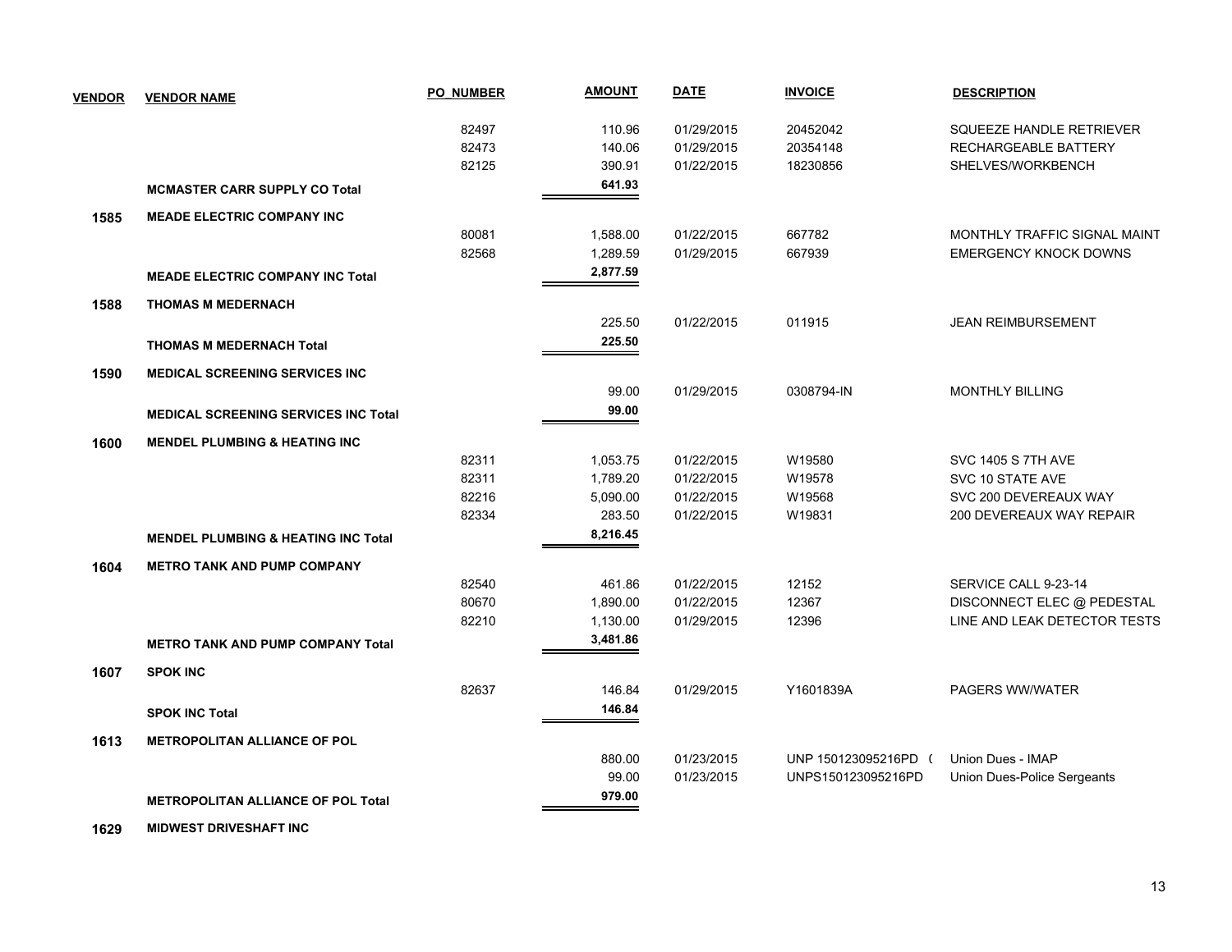| VENDOR | VENDOR NAME | PO_NUMBER | AMOUNT | DATE | INVOICE | DESCRIPTION |
|---|---|---|---|---|---|---|
| | | 82497 | 110.96 | 01/29/2015 | 20452042 | SQUEEZE HANDLE RETRIEVER |
| | | 82473 | 140.06 | 01/29/2015 | 20354148 | RECHARGEABLE BATTERY |
| | | 82125 | 390.91 | 01/22/2015 | 18230856 | SHELVES/WORKBENCH |
| | **MCMASTER CARR SUPPLY CO Total** | | **641.93** | | | |
| **1585** | **MEADE ELECTRIC COMPANY INC** | | | | | |
| | | 80081 | 1,588.00 | 01/22/2015 | 667782 | MONTHLY TRAFFIC SIGNAL MAINT |
| | | 82568 | 1,289.59 | 01/29/2015 | 667939 | EMERGENCY KNOCK DOWNS |
| | **MEADE ELECTRIC COMPANY INC Total** | | **2,877.59** | | | |
| **1588** | **THOMAS M MEDERNACH** | | | | | |
| | | | 225.50 | 01/22/2015 | 011915 | JEAN REIMBURSEMENT |
| | **THOMAS M MEDERNACH Total** | | **225.50** | | | |
| **1590** | **MEDICAL SCREENING SERVICES INC** | | | | | |
| | | | 99.00 | 01/29/2015 | 0308794-IN | MONTHLY BILLING |
| | **MEDICAL SCREENING SERVICES INC Total** | | **99.00** | | | |
| **1600** | **MENDEL PLUMBING & HEATING INC** | | | | | |
| | | 82311 | 1,053.75 | 01/22/2015 | W19580 | SVC 1405 S 7TH AVE |
| | | 82311 | 1,789.20 | 01/22/2015 | W19578 | SVC 10 STATE AVE |
| | | 82216 | 5,090.00 | 01/22/2015 | W19568 | SVC 200 DEVEREAUX WAY |
| | | 82334 | 283.50 | 01/22/2015 | W19831 | 200 DEVEREAUX WAY REPAIR |
| | **MENDEL PLUMBING & HEATING INC Total** | | **8,216.45** | | | |
| **1604** | **METRO TANK AND PUMP COMPANY** | | | | | |
| | | 82540 | 461.86 | 01/22/2015 | 12152 | SERVICE CALL 9-23-14 |
| | | 80670 | 1,890.00 | 01/22/2015 | 12367 | DISCONNECT ELEC @ PEDESTAL |
| | | 82210 | 1,130.00 | 01/29/2015 | 12396 | LINE AND LEAK DETECTOR TESTS |
| | **METRO TANK AND PUMP COMPANY Total** | | **3,481.86** | | | |
| **1607** | **SPOK INC** | | | | | |
| | | 82637 | 146.84 | 01/29/2015 | Y1601839A | PAGERS WW/WATER |
| | **SPOK INC Total** | | **146.84** | | | |
| **1613** | **METROPOLITAN ALLIANCE OF POL** | | | | | |
| | | | 880.00 | 01/23/2015 | UNP 150123095216PD ( | Union Dues - IMAP |
| | | | 99.00 | 01/23/2015 | UNPS150123095216PD | Union Dues-Police Sergeants |
| | **METROPOLITAN ALLIANCE OF POL Total** | | **979.00** | | | |
| **1629** | **MIDWEST DRIVESHAFT INC** | | | | | |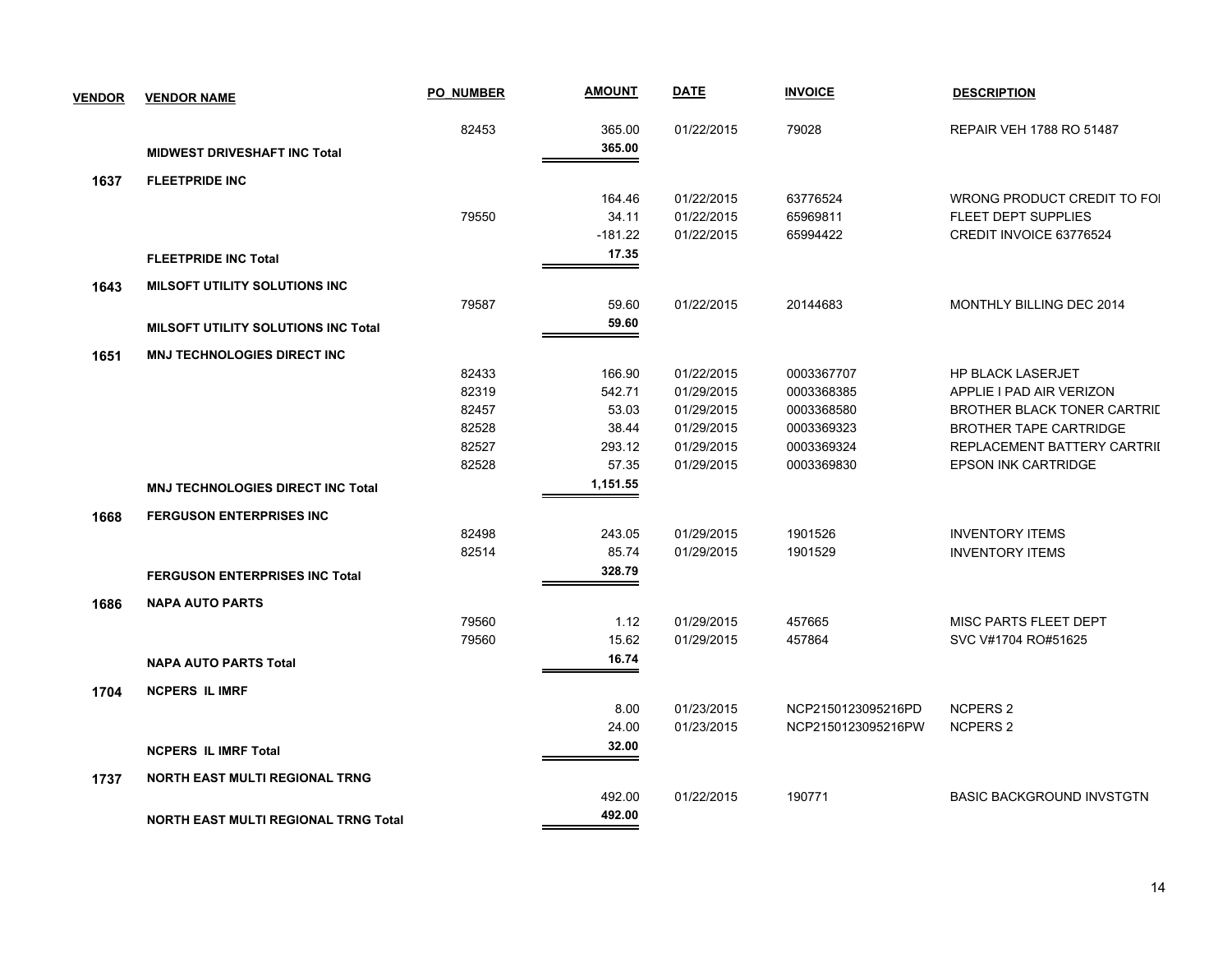| VENDOR | VENDOR NAME | PO_NUMBER | AMOUNT | DATE | INVOICE | DESCRIPTION |
|---|---|---|---|---|---|---|
| | | 82453 | 365.00 | 01/22/2015 | 79028 | REPAIR VEH 1788 RO 51487 |
| | **MIDWEST DRIVESHAFT INC Total** | | **365.00** | | | |
| **1637** | **FLEETPRIDE INC** | | | | | |
| | | | 164.46 | 01/22/2015 | 63776524 | WRONG PRODUCT CREDIT TO FOI |
| | | 79550 | 34.11 | 01/22/2015 | 65969811 | FLEET DEPT SUPPLIES |
| | | | -181.22 | 01/22/2015 | 65994422 | CREDIT INVOICE 63776524 |
| | **FLEETPRIDE INC Total** | | **17.35** | | | |
| **1643** | **MILSOFT UTILITY SOLUTIONS INC** | | | | | |
| | | 79587 | 59.60 | 01/22/2015 | 20144683 | MONTHLY BILLING DEC 2014 |
| | **MILSOFT UTILITY SOLUTIONS INC Total** | | **59.60** | | | |
| **1651** | **MNJ TECHNOLOGIES DIRECT INC** | | | | | |
| | | 82433 | 166.90 | 01/22/2015 | 0003367707 | HP BLACK LASERJET |
| | | 82319 | 542.71 | 01/29/2015 | 0003368385 | APPLIE I PAD AIR VERIZON |
| | | 82457 | 53.03 | 01/29/2015 | 0003368580 | BROTHER BLACK TONER CARTRIE |
| | | 82528 | 38.44 | 01/29/2015 | 0003369323 | BROTHER TAPE CARTRIDGE |
| | | 82527 | 293.12 | 01/29/2015 | 0003369324 | REPLACEMENT BATTERY CARTRII |
| | | 82528 | 57.35 | 01/29/2015 | 0003369830 | EPSON INK CARTRIDGE |
| | **MNJ TECHNOLOGIES DIRECT INC Total** | | **1,151.55** | | | |
| **1668** | **FERGUSON ENTERPRISES INC** | | | | | |
| | | 82498 | 243.05 | 01/29/2015 | 1901526 | INVENTORY ITEMS |
| | | 82514 | 85.74 | 01/29/2015 | 1901529 | INVENTORY ITEMS |
| | **FERGUSON ENTERPRISES INC Total** | | **328.79** | | | |
| **1686** | **NAPA AUTO PARTS** | | | | | |
| | | 79560 | 1.12 | 01/29/2015 | 457665 | MISC PARTS FLEET DEPT |
| | | 79560 | 15.62 | 01/29/2015 | 457864 | SVC V#1704 RO#51625 |
| | **NAPA AUTO PARTS Total** | | **16.74** | | | |
| **1704** | **NCPERS IL IMRF** | | | | | |
| | | | 8.00 | 01/23/2015 | NCP2150123095216PD | NCPERS 2 |
| | | | 24.00 | 01/23/2015 | NCP2150123095216PW | NCPERS 2 |
| | **NCPERS IL IMRF Total** | | **32.00** | | | |
| **1737** | **NORTH EAST MULTI REGIONAL TRNG** | | | | | |
| | | | 492.00 | 01/22/2015 | 190771 | BASIC BACKGROUND INVSTGTN |
| | **NORTH EAST MULTI REGIONAL TRNG Total** | | **492.00** | | | |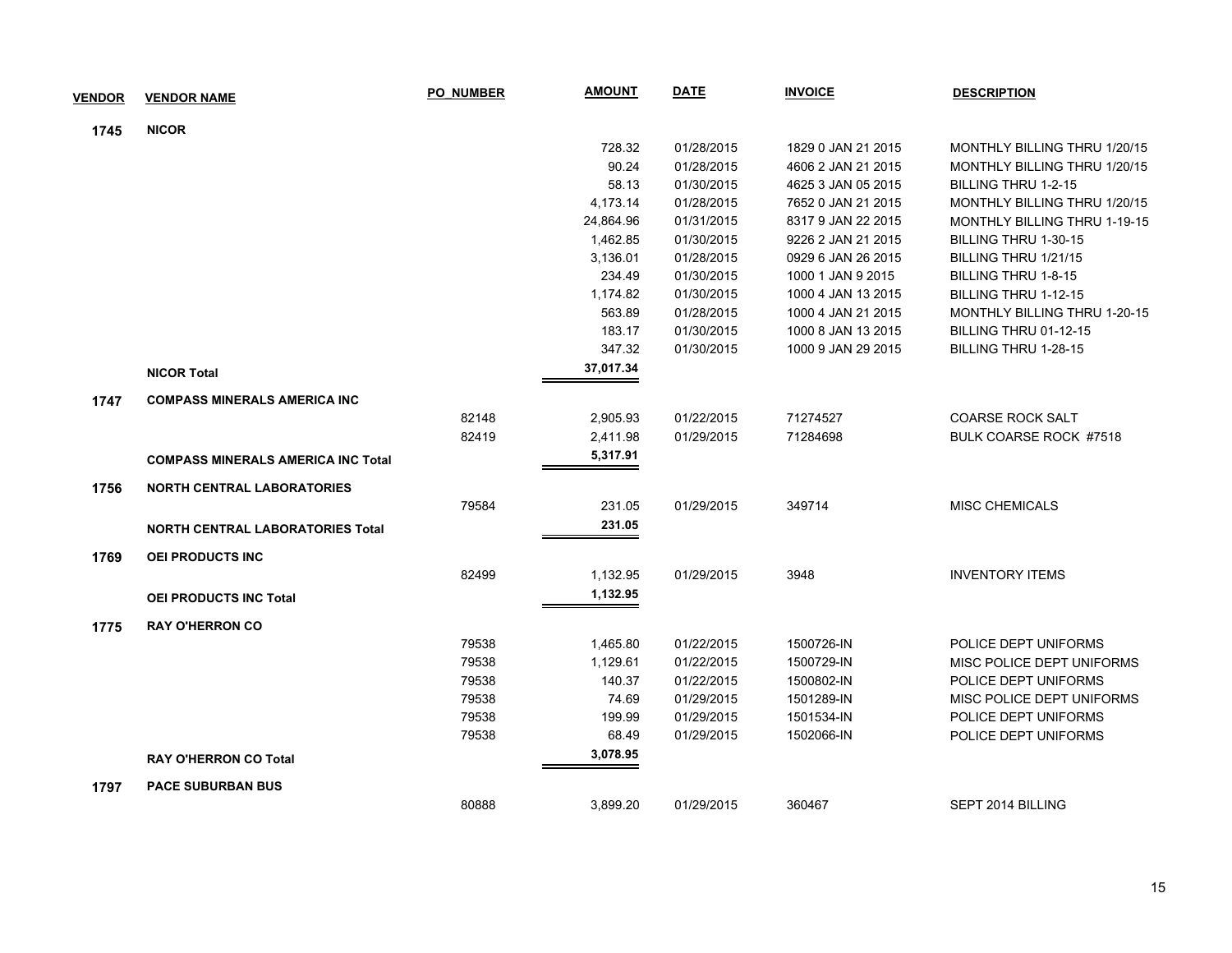| VENDOR | VENDOR NAME | PO_NUMBER | AMOUNT | DATE | INVOICE | DESCRIPTION |
|---|---|---|---|---|---|---|
| 1745 | NICOR | | | | | |
| | | | 728.32 | 01/28/2015 | 1829 0 JAN 21 2015 | MONTHLY BILLING THRU 1/20/15 |
| | | | 90.24 | 01/28/2015 | 4606 2 JAN 21 2015 | MONTHLY BILLING THRU 1/20/15 |
| | | | 58.13 | 01/30/2015 | 4625 3 JAN 05 2015 | BILLING THRU 1-2-15 |
| | | | 4,173.14 | 01/28/2015 | 7652 0 JAN 21 2015 | MONTHLY BILLING THRU 1/20/15 |
| | | | 24,864.96 | 01/31/2015 | 8317 9 JAN 22 2015 | MONTHLY BILLING THRU 1-19-15 |
| | | | 1,462.85 | 01/30/2015 | 9226 2 JAN 21 2015 | BILLING THRU 1-30-15 |
| | | | 3,136.01 | 01/28/2015 | 0929 6 JAN 26 2015 | BILLING THRU 1/21/15 |
| | | | 234.49 | 01/30/2015 | 1000 1 JAN 9 2015 | BILLING THRU 1-8-15 |
| | | | 1,174.82 | 01/30/2015 | 1000 4 JAN 13 2015 | BILLING THRU 1-12-15 |
| | | | 563.89 | 01/28/2015 | 1000 4 JAN 21 2015 | MONTHLY BILLING THRU 1-20-15 |
| | | | 183.17 | 01/30/2015 | 1000 8 JAN 13 2015 | BILLING THRU 01-12-15 |
| | | | 347.32 | 01/30/2015 | 1000 9 JAN 29 2015 | BILLING THRU 1-28-15 |
| | **NICOR Total** | | **37,017.34** | | | |
| 1747 | COMPASS MINERALS AMERICA INC | | | | | |
| | | 82148 | 2,905.93 | 01/22/2015 | 71274527 | COARSE ROCK SALT |
| | | 82419 | 2,411.98 | 01/29/2015 | 71284698 | BULK COARSE ROCK #7518 |
| | **COMPASS MINERALS AMERICA INC Total** | | **5,317.91** | | | |
| 1756 | NORTH CENTRAL LABORATORIES | | | | | |
| | | 79584 | 231.05 | 01/29/2015 | 349714 | MISC CHEMICALS |
| | **NORTH CENTRAL LABORATORIES Total** | | **231.05** | | | |
| 1769 | OEI PRODUCTS INC | | | | | |
| | | 82499 | 1,132.95 | 01/29/2015 | 3948 | INVENTORY ITEMS |
| | **OEI PRODUCTS INC Total** | | **1,132.95** | | | |
| 1775 | RAY O'HERRON CO | | | | | |
| | | 79538 | 1,465.80 | 01/22/2015 | 1500726-IN | POLICE DEPT UNIFORMS |
| | | 79538 | 1,129.61 | 01/22/2015 | 1500729-IN | MISC POLICE DEPT UNIFORMS |
| | | 79538 | 140.37 | 01/22/2015 | 1500802-IN | POLICE DEPT UNIFORMS |
| | | 79538 | 74.69 | 01/29/2015 | 1501289-IN | MISC POLICE DEPT UNIFORMS |
| | | 79538 | 199.99 | 01/29/2015 | 1501534-IN | POLICE DEPT UNIFORMS |
| | | 79538 | 68.49 | 01/29/2015 | 1502066-IN | POLICE DEPT UNIFORMS |
| | **RAY O'HERRON CO Total** | | **3,078.95** | | | |
| 1797 | PACE SUBURBAN BUS | | | | | |
| | | 80888 | 3,899.20 | 01/29/2015 | 360467 | SEPT 2014 BILLING |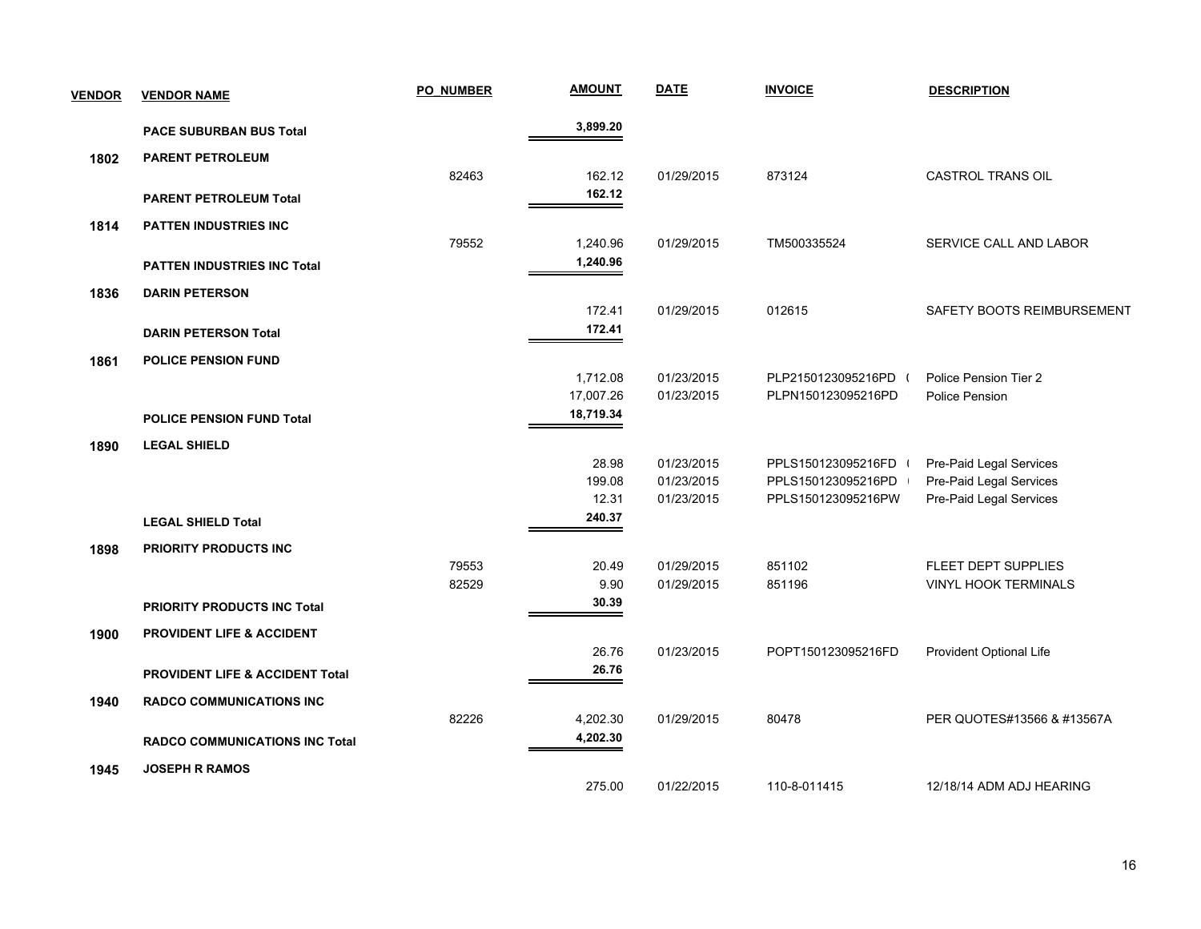| VENDOR | VENDOR NAME | PO_NUMBER | AMOUNT | DATE | INVOICE | DESCRIPTION |
|---|---|---|---|---|---|---|
| | **PACE SUBURBAN BUS Total** | | **3,899.20** | | | |
| **1802** | **PARENT PETROLEUM** | | | | | |
| | | 82463 | 162.12 | 01/29/2015 | 873124 | CASTROL TRANS OIL |
| | **PARENT PETROLEUM Total** | | **162.12** | | | |
| **1814** | **PATTEN INDUSTRIES INC** | | | | | |
| | | 79552 | 1,240.96 | 01/29/2015 | TM500335524 | SERVICE CALL AND LABOR |
| | **PATTEN INDUSTRIES INC Total** | | **1,240.96** | | | |
| **1836** | **DARIN PETERSON** | | | | | |
| | | | 172.41 | 01/29/2015 | 012615 | SAFETY BOOTS REIMBURSEMENT |
| | **DARIN PETERSON Total** | | **172.41** | | | |
| **1861** | **POLICE PENSION FUND** | | | | | |
| | | | 1,712.08 | 01/23/2015 | PLP2150123095216PD ( | Police Pension Tier 2 |
| | | | 17,007.26 | 01/23/2015 | PLPN150123095216PD | Police Pension |
| | **POLICE PENSION FUND Total** | | **18,719.34** | | | |
| **1890** | **LEGAL SHIELD** | | | | | |
| | | | 28.98 | 01/23/2015 | PPLS150123095216FD ( | Pre-Paid Legal Services |
| | | | 199.08 | 01/23/2015 | PPLS150123095216PD | Pre-Paid Legal Services |
| | | | 12.31 | 01/23/2015 | PPLS150123095216PW | Pre-Paid Legal Services |
| | **LEGAL SHIELD Total** | | **240.37** | | | |
| **1898** | **PRIORITY PRODUCTS INC** | | | | | |
| | | 79553 | 20.49 | 01/29/2015 | 851102 | FLEET DEPT SUPPLIES |
| | | 82529 | 9.90 | 01/29/2015 | 851196 | VINYL HOOK TERMINALS |
| | **PRIORITY PRODUCTS INC Total** | | **30.39** | | | |
| **1900** | **PROVIDENT LIFE & ACCIDENT** | | | | | |
| | | | 26.76 | 01/23/2015 | POPT150123095216FD | Provident Optional Life |
| | **PROVIDENT LIFE & ACCIDENT Total** | | **26.76** | | | |
| **1940** | **RADCO COMMUNICATIONS INC** | | | | | |
| | | 82226 | 4,202.30 | 01/29/2015 | 80478 | PER QUOTES#13566 & #13567A |
| | **RADCO COMMUNICATIONS INC Total** | | **4,202.30** | | | |
| **1945** | **JOSEPH R RAMOS** | | | | | |
| | | | 275.00 | 01/22/2015 | 110-8-011415 | 12/18/14 ADM ADJ HEARING |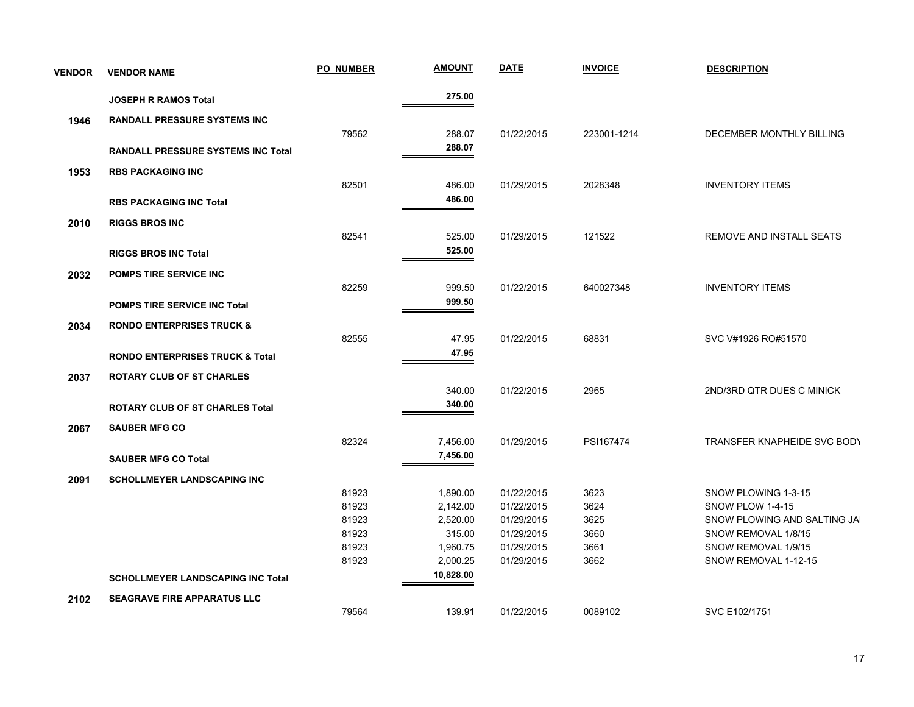| VENDOR | VENDOR NAME | PO_NUMBER | AMOUNT | DATE | INVOICE | DESCRIPTION |
|---|---|---|---|---|---|---|
| | **JOSEPH R RAMOS Total** | | **275.00** | | | |
| **1946** | **RANDALL PRESSURE SYSTEMS INC** | | | | | |
| | | 79562 | 288.07 | 01/22/2015 | 223001-1214 | DECEMBER MONTHLY BILLING |
| | **RANDALL PRESSURE SYSTEMS INC Total** | | **288.07** | | | |
| **1953** | **RBS PACKAGING INC** | | | | | |
| | | 82501 | 486.00 | 01/29/2015 | 2028348 | INVENTORY ITEMS |
| | **RBS PACKAGING INC Total** | | **486.00** | | | |
| **2010** | **RIGGS BROS INC** | | | | | |
| | | 82541 | 525.00 | 01/29/2015 | 121522 | REMOVE AND INSTALL SEATS |
| | **RIGGS BROS INC Total** | | **525.00** | | | |
| **2032** | **POMPS TIRE SERVICE INC** | | | | | |
| | | 82259 | 999.50 | 01/22/2015 | 640027348 | INVENTORY ITEMS |
| | **POMPS TIRE SERVICE INC Total** | | **999.50** | | | |
| **2034** | **RONDO ENTERPRISES TRUCK &** | | | | | |
| | | 82555 | 47.95 | 01/22/2015 | 68831 | SVC V#1926 RO#51570 |
| | **RONDO ENTERPRISES TRUCK & Total** | | **47.95** | | | |
| **2037** | **ROTARY CLUB OF ST CHARLES** | | | | | |
| | | | 340.00 | 01/22/2015 | 2965 | 2ND/3RD QTR DUES C MINICK |
| | **ROTARY CLUB OF ST CHARLES Total** | | **340.00** | | | |
| **2067** | **SAUBER MFG CO** | | | | | |
| | | 82324 | 7,456.00 | 01/29/2015 | PSI167474 | TRANSFER KNAPHEIDE SVC BODY |
| | **SAUBER MFG CO Total** | | **7,456.00** | | | |
| **2091** | **SCHOLLMEYER LANDSCAPING INC** | | | | | |
| | | 81923 | 1,890.00 | 01/22/2015 | 3623 | SNOW PLOWING 1-3-15 |
| | | 81923 | 2,142.00 | 01/22/2015 | 3624 | SNOW PLOW 1-4-15 |
| | | 81923 | 2,520.00 | 01/29/2015 | 3625 | SNOW PLOWING AND SALTING JAI |
| | | 81923 | 315.00 | 01/29/2015 | 3660 | SNOW REMOVAL 1/8/15 |
| | | 81923 | 1,960.75 | 01/29/2015 | 3661 | SNOW REMOVAL 1/9/15 |
| | | 81923 | 2,000.25 | 01/29/2015 | 3662 | SNOW REMOVAL 1-12-15 |
| | **SCHOLLMEYER LANDSCAPING INC Total** | | **10,828.00** | | | |
| **2102** | **SEAGRAVE FIRE APPARATUS LLC** | | | | | |
| | | 79564 | 139.91 | 01/22/2015 | 0089102 | SVC E102/1751 |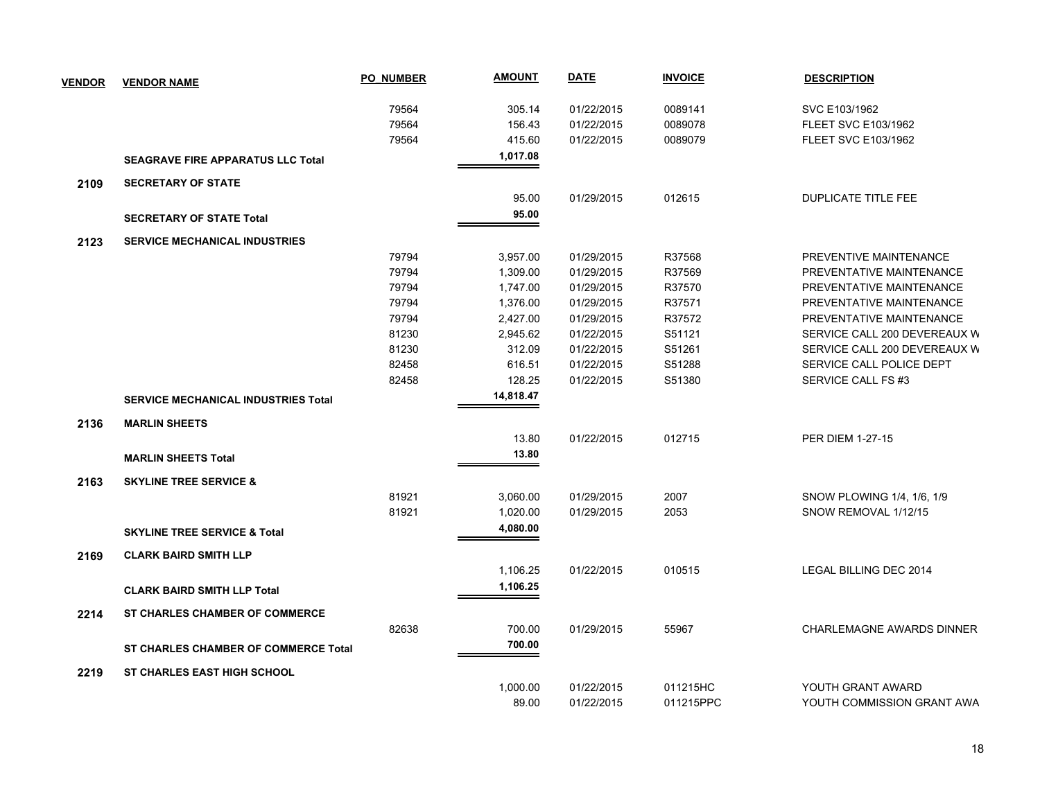| VENDOR | VENDOR NAME | PO_NUMBER | AMOUNT | DATE | INVOICE | DESCRIPTION |
|---|---|---|---|---|---|---|
| | | 79564 | 305.14 | 01/22/2015 | 0089141 | SVC E103/1962 |
| | | 79564 | 156.43 | 01/22/2015 | 0089078 | FLEET SVC E103/1962 |
| | | 79564 | 415.60 | 01/22/2015 | 0089079 | FLEET SVC E103/1962 |
| | **SEAGRAVE FIRE APPARATUS LLC Total** | | **1,017.08** | | | |
| **2109** | **SECRETARY OF STATE** | | | | | |
| | | | 95.00 | 01/29/2015 | 012615 | DUPLICATE TITLE FEE |
| | **SECRETARY OF STATE Total** | | **95.00** | | | |
| **2123** | **SERVICE MECHANICAL INDUSTRIES** | | | | | |
| | | 79794 | 3,957.00 | 01/29/2015 | R37568 | PREVENTIVE MAINTENANCE |
| | | 79794 | 1,309.00 | 01/29/2015 | R37569 | PREVENTATIVE MAINTENANCE |
| | | 79794 | 1,747.00 | 01/29/2015 | R37570 | PREVENTATIVE MAINTENANCE |
| | | 79794 | 1,376.00 | 01/29/2015 | R37571 | PREVENTATIVE MAINTENANCE |
| | | 79794 | 2,427.00 | 01/29/2015 | R37572 | PREVENTATIVE MAINTENANCE |
| | | 81230 | 2,945.62 | 01/22/2015 | S51121 | SERVICE CALL 200 DEVEREAUX W |
| | | 81230 | 312.09 | 01/22/2015 | S51261 | SERVICE CALL 200 DEVEREAUX W |
| | | 82458 | 616.51 | 01/22/2015 | S51288 | SERVICE CALL POLICE DEPT |
| | | 82458 | 128.25 | 01/22/2015 | S51380 | SERVICE CALL FS #3 |
| | **SERVICE MECHANICAL INDUSTRIES Total** | | **14,818.47** | | | |
| **2136** | **MARLIN SHEETS** | | | | | |
| | | | 13.80 | 01/22/2015 | 012715 | PER DIEM 1-27-15 |
| | **MARLIN SHEETS Total** | | **13.80** | | | |
| **2163** | **SKYLINE TREE SERVICE &** | | | | | |
| | | 81921 | 3,060.00 | 01/29/2015 | 2007 | SNOW PLOWING 1/4, 1/6, 1/9 |
| | | 81921 | 1,020.00 | 01/29/2015 | 2053 | SNOW REMOVAL 1/12/15 |
| | **SKYLINE TREE SERVICE & Total** | | **4,080.00** | | | |
| **2169** | **CLARK BAIRD SMITH LLP** | | | | | |
| | | | 1,106.25 | 01/22/2015 | 010515 | LEGAL BILLING DEC 2014 |
| | **CLARK BAIRD SMITH LLP Total** | | **1,106.25** | | | |
| **2214** | **ST CHARLES CHAMBER OF COMMERCE** | | | | | |
| | | 82638 | 700.00 | 01/29/2015 | 55967 | CHARLEMAGNE AWARDS DINNER |
| | **ST CHARLES CHAMBER OF COMMERCE Total** | | **700.00** | | | |
| **2219** | **ST CHARLES EAST HIGH SCHOOL** | | | | | |
| | | | 1,000.00 | 01/22/2015 | 011215HC | YOUTH GRANT AWARD |
| | | | 89.00 | 01/22/2015 | 011215PPC | YOUTH COMMISSION GRANT AWA |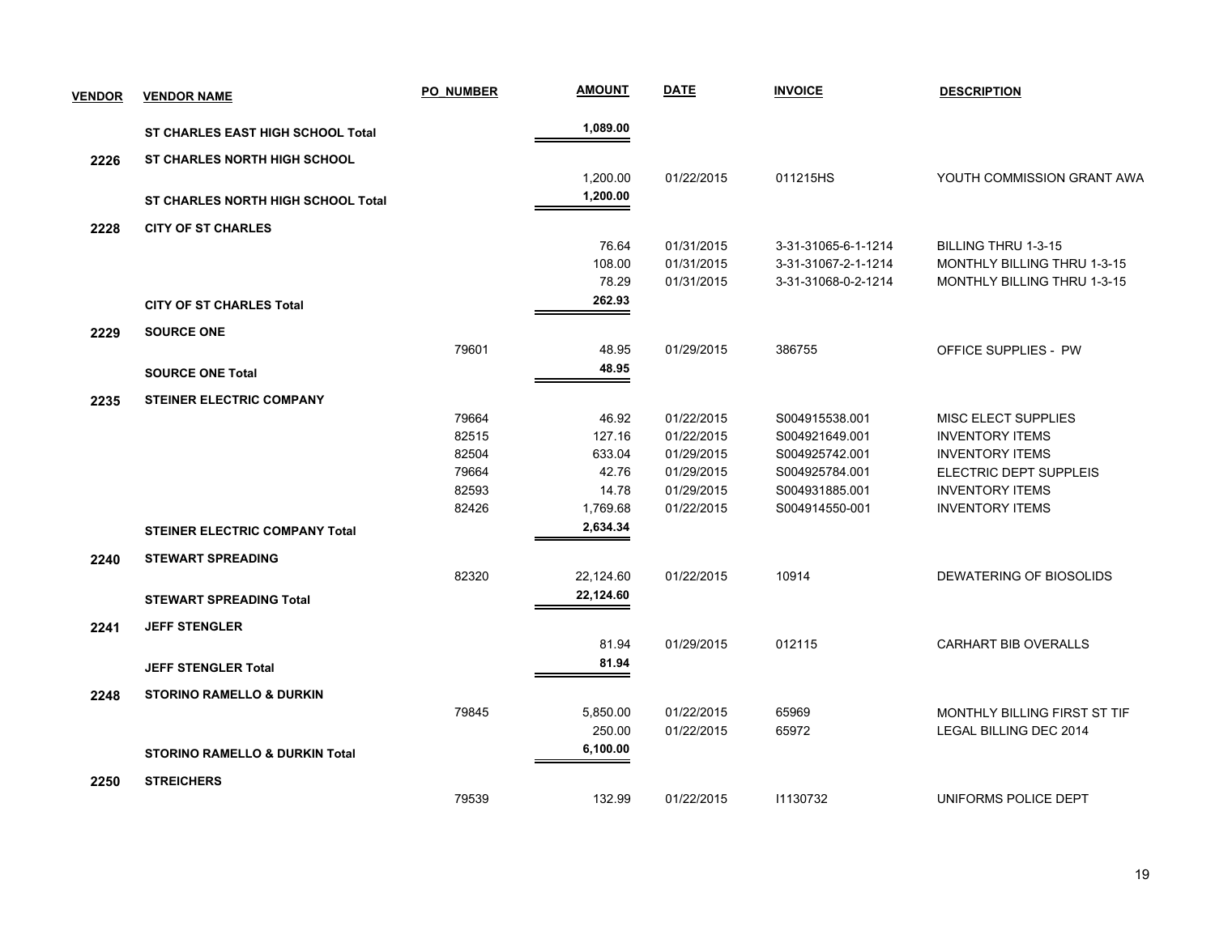| VENDOR | VENDOR NAME | PO_NUMBER | AMOUNT | DATE | INVOICE | DESCRIPTION |
|---|---|---|---|---|---|---|
| | **ST CHARLES EAST HIGH SCHOOL Total** | | **1,089.00** | | | |
| **2226** | **ST CHARLES NORTH HIGH SCHOOL** | | | | | |
| | | | 1,200.00 | 01/22/2015 | 011215HS | YOUTH COMMISSION GRANT AWA |
| | **ST CHARLES NORTH HIGH SCHOOL Total** | | **1,200.00** | | | |
| **2228** | **CITY OF ST CHARLES** | | | | | |
| | | | 76.64 | 01/31/2015 | 3-31-31065-6-1-1214 | BILLING THRU 1-3-15 |
| | | | 108.00 | 01/31/2015 | 3-31-31067-2-1-1214 | MONTHLY BILLING THRU 1-3-15 |
| | | | 78.29 | 01/31/2015 | 3-31-31068-0-2-1214 | MONTHLY BILLING THRU 1-3-15 |
| | **CITY OF ST CHARLES Total** | | **262.93** | | | |
| **2229** | **SOURCE ONE** | | | | | |
| | | 79601 | 48.95 | 01/29/2015 | 386755 | OFFICE SUPPLIES - PW |
| | **SOURCE ONE Total** | | **48.95** | | | |
| **2235** | **STEINER ELECTRIC COMPANY** | | | | | |
| | | 79664 | 46.92 | 01/22/2015 | S004915538.001 | MISC ELECT SUPPLIES |
| | | 82515 | 127.16 | 01/22/2015 | S004921649.001 | INVENTORY ITEMS |
| | | 82504 | 633.04 | 01/29/2015 | S004925742.001 | INVENTORY ITEMS |
| | | 79664 | 42.76 | 01/29/2015 | S004925784.001 | ELECTRIC DEPT SUPPLEIS |
| | | 82593 | 14.78 | 01/29/2015 | S004931885.001 | INVENTORY ITEMS |
| | | 82426 | 1,769.68 | 01/22/2015 | S004914550-001 | INVENTORY ITEMS |
| | **STEINER ELECTRIC COMPANY Total** | | **2,634.34** | | | |
| **2240** | **STEWART SPREADING** | | | | | |
| | | 82320 | 22,124.60 | 01/22/2015 | 10914 | DEWATERING OF BIOSOLIDS |
| | **STEWART SPREADING Total** | | **22,124.60** | | | |
| **2241** | **JEFF STENGLER** | | | | | |
| | | | 81.94 | 01/29/2015 | 012115 | CARHART BIB OVERALLS |
| | **JEFF STENGLER Total** | | **81.94** | | | |
| **2248** | **STORINO RAMELLO & DURKIN** | | | | | |
| | | 79845 | 5,850.00 | 01/22/2015 | 65969 | MONTHLY BILLING FIRST ST TIF |
| | | | 250.00 | 01/22/2015 | 65972 | LEGAL BILLING DEC 2014 |
| | **STORINO RAMELLO & DURKIN Total** | | **6,100.00** | | | |
| **2250** | **STREICHERS** | | | | | |
| | | 79539 | 132.99 | 01/22/2015 | I1130732 | UNIFORMS POLICE DEPT |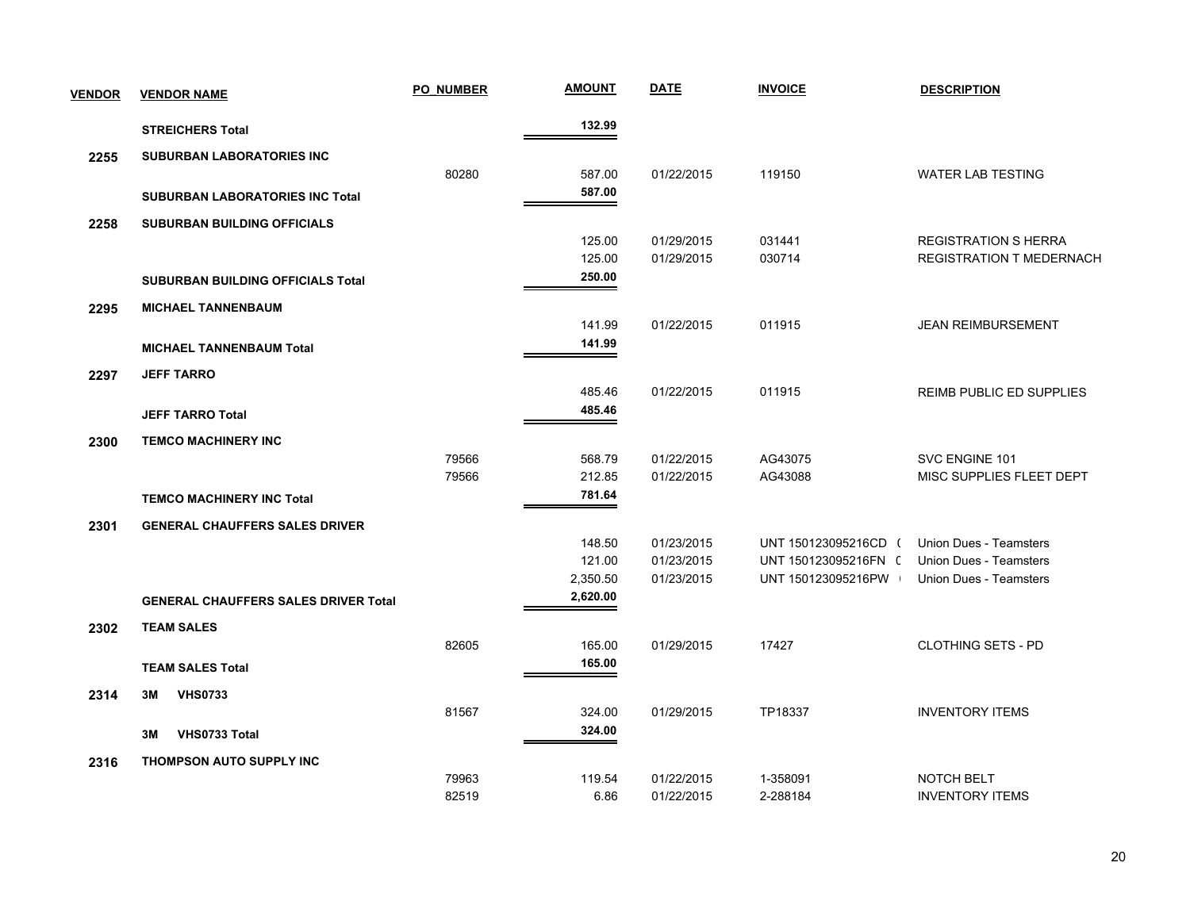| VENDOR | VENDOR NAME | PO NUMBER | AMOUNT | DATE | INVOICE | DESCRIPTION |
|---|---|---|---|---|---|---|
| | **STREICHERS Total** | | **132.99** | | | |
| **2255** | **SUBURBAN LABORATORIES INC** | | | | | |
| | | 80280 | 587.00 | 01/22/2015 | 119150 | WATER LAB TESTING |
| | **SUBURBAN LABORATORIES INC Total** | | **587.00** | | | |
| **2258** | **SUBURBAN BUILDING OFFICIALS** | | | | | |
| | | | 125.00 | 01/29/2015 | 031441 | REGISTRATION S HERRA |
| | | | 125.00 | 01/29/2015 | 030714 | REGISTRATION T MEDERNACH |
| | **SUBURBAN BUILDING OFFICIALS Total** | | **250.00** | | | |
| **2295** | **MICHAEL TANNENBAUM** | | | | | |
| | | | 141.99 | 01/22/2015 | 011915 | JEAN REIMBURSEMENT |
| | **MICHAEL TANNENBAUM Total** | | **141.99** | | | |
| **2297** | **JEFF TARRO** | | | | | |
| | | | 485.46 | 01/22/2015 | 011915 | REIMB PUBLIC ED SUPPLIES |
| | **JEFF TARRO Total** | | **485.46** | | | |
| **2300** | **TEMCO MACHINERY INC** | | | | | |
| | | 79566 | 568.79 | 01/22/2015 | AG43075 | SVC ENGINE 101 |
| | | 79566 | 212.85 | 01/22/2015 | AG43088 | MISC SUPPLIES FLEET DEPT |
| | **TEMCO MACHINERY INC Total** | | **781.64** | | | |
| **2301** | **GENERAL CHAUFFERS SALES DRIVER** | | | | | |
| | | | 148.50 | 01/23/2015 | UNT 150123095216CD ( | Union Dues - Teamsters |
| | | | 121.00 | 01/23/2015 | UNT 150123095216FN ( | Union Dues - Teamsters |
| | | | 2,350.50 | 01/23/2015 | UNT 150123095216PW | Union Dues - Teamsters |
| | **GENERAL CHAUFFERS SALES DRIVER Total** | | **2,620.00** | | | |
| **2302** | **TEAM SALES** | | | | | |
| | | 82605 | 165.00 | 01/29/2015 | 17427 | CLOTHING SETS - PD |
| | **TEAM SALES Total** | | **165.00** | | | |
| **2314** | **3M VHS0733** | | | | | |
| | | 81567 | 324.00 | 01/29/2015 | TP18337 | INVENTORY ITEMS |
| | **3M VHS0733 Total** | | **324.00** | | | |
| **2316** | **THOMPSON AUTO SUPPLY INC** | | | | | |
| | | 79963 | 119.54 | 01/22/2015 | 1-358091 | NOTCH BELT |
| | | 82519 | 6.86 | 01/22/2015 | 2-288184 | INVENTORY ITEMS |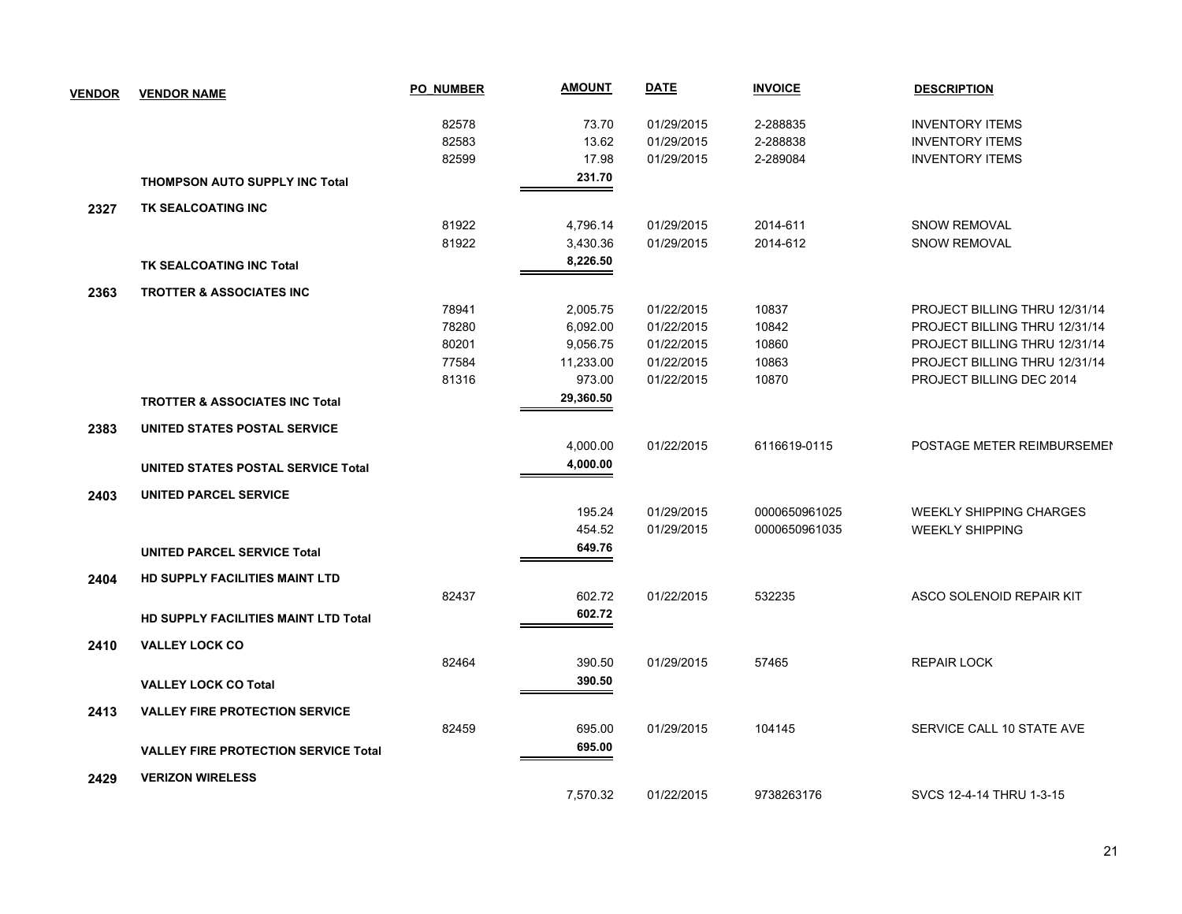| VENDOR | VENDOR NAME | PO_NUMBER | AMOUNT | DATE | INVOICE | DESCRIPTION |
|---|---|---|---|---|---|---|
| | | 82578 | 73.70 | 01/29/2015 | 2-288835 | INVENTORY ITEMS |
| | | 82583 | 13.62 | 01/29/2015 | 2-288838 | INVENTORY ITEMS |
| | | 82599 | 17.98 | 01/29/2015 | 2-289084 | INVENTORY ITEMS |
| | **THOMPSON AUTO SUPPLY INC Total** | | **231.70** | | | |
| **2327** | **TK SEALCOATING INC** | | | | | |
| | | 81922 | 4,796.14 | 01/29/2015 | 2014-611 | SNOW REMOVAL |
| | | 81922 | 3,430.36 | 01/29/2015 | 2014-612 | SNOW REMOVAL |
| | **TK SEALCOATING INC Total** | | **8,226.50** | | | |
| **2363** | **TROTTER & ASSOCIATES INC** | | | | | |
| | | 78941 | 2,005.75 | 01/22/2015 | 10837 | PROJECT BILLING THRU 12/31/14 |
| | | 78280 | 6,092.00 | 01/22/2015 | 10842 | PROJECT BILLING THRU 12/31/14 |
| | | 80201 | 9,056.75 | 01/22/2015 | 10860 | PROJECT BILLING THRU 12/31/14 |
| | | 77584 | 11,233.00 | 01/22/2015 | 10863 | PROJECT BILLING THRU 12/31/14 |
| | | 81316 | 973.00 | 01/22/2015 | 10870 | PROJECT BILLING DEC 2014 |
| | **TROTTER & ASSOCIATES INC Total** | | **29,360.50** | | | |
| **2383** | **UNITED STATES POSTAL SERVICE** | | | | | |
| | | | 4,000.00 | 01/22/2015 | 6116619-0115 | POSTAGE METER REIMBURSEMEI |
| | **UNITED STATES POSTAL SERVICE Total** | | **4,000.00** | | | |
| **2403** | **UNITED PARCEL SERVICE** | | | | | |
| | | | 195.24 | 01/29/2015 | 0000650961025 | WEEKLY SHIPPING CHARGES |
| | | | 454.52 | 01/29/2015 | 0000650961035 | WEEKLY SHIPPING |
| | **UNITED PARCEL SERVICE Total** | | **649.76** | | | |
| **2404** | **HD SUPPLY FACILITIES MAINT LTD** | | | | | |
| | | 82437 | 602.72 | 01/22/2015 | 532235 | ASCO SOLENOID REPAIR KIT |
| | **HD SUPPLY FACILITIES MAINT LTD Total** | | **602.72** | | | |
| **2410** | **VALLEY LOCK CO** | | | | | |
| | | 82464 | 390.50 | 01/29/2015 | 57465 | REPAIR LOCK |
| | **VALLEY LOCK CO Total** | | **390.50** | | | |
| **2413** | **VALLEY FIRE PROTECTION SERVICE** | | | | | |
| | | 82459 | 695.00 | 01/29/2015 | 104145 | SERVICE CALL 10 STATE AVE |
| | **VALLEY FIRE PROTECTION SERVICE Total** | | **695.00** | | | |
| **2429** | **VERIZON WIRELESS** | | | | | |
| | | | 7,570.32 | 01/22/2015 | 9738263176 | SVCS 12-4-14 THRU 1-3-15 |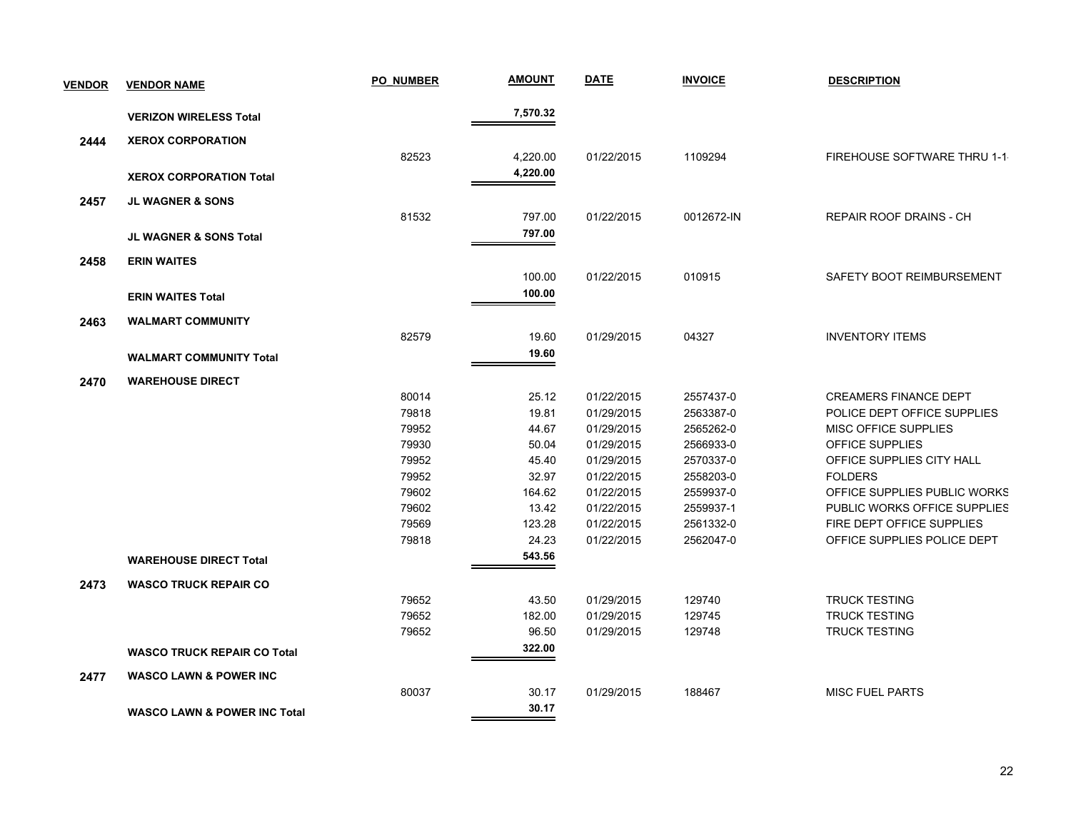| VENDOR | VENDOR NAME | PO_NUMBER | AMOUNT | DATE | INVOICE | DESCRIPTION |
|---|---|---|---|---|---|---|
| | **VERIZON WIRELESS Total** | | **7,570.32** | | | |
| **2444** | **XEROX CORPORATION** | | | | | |
| | | 82523 | 4,220.00 | 01/22/2015 | 1109294 | FIREHOUSE SOFTWARE THRU 1-1 |
| | **XEROX CORPORATION Total** | | **4,220.00** | | | |
| **2457** | **JL WAGNER & SONS** | | | | | |
| | | 81532 | 797.00 | 01/22/2015 | 0012672-IN | REPAIR ROOF DRAINS - CH |
| | **JL WAGNER & SONS Total** | | **797.00** | | | |
| **2458** | **ERIN WAITES** | | | | | |
| | | | 100.00 | 01/22/2015 | 010915 | SAFETY BOOT REIMBURSEMENT |
| | **ERIN WAITES Total** | | **100.00** | | | |
| **2463** | **WALMART COMMUNITY** | | | | | |
| | | 82579 | 19.60 | 01/29/2015 | 04327 | INVENTORY ITEMS |
| | **WALMART COMMUNITY Total** | | **19.60** | | | |
| **2470** | **WAREHOUSE DIRECT** | | | | | |
| | | 80014 | 25.12 | 01/22/2015 | 2557437-0 | CREAMERS FINANCE DEPT |
| | | 79818 | 19.81 | 01/29/2015 | 2563387-0 | POLICE DEPT OFFICE SUPPLIES |
| | | 79952 | 44.67 | 01/29/2015 | 2565262-0 | MISC OFFICE SUPPLIES |
| | | 79930 | 50.04 | 01/29/2015 | 2566933-0 | OFFICE SUPPLIES |
| | | 79952 | 45.40 | 01/29/2015 | 2570337-0 | OFFICE SUPPLIES CITY HALL |
| | | 79952 | 32.97 | 01/22/2015 | 2558203-0 | FOLDERS |
| | | 79602 | 164.62 | 01/22/2015 | 2559937-0 | OFFICE SUPPLIES PUBLIC WORKS |
| | | 79602 | 13.42 | 01/22/2015 | 2559937-1 | PUBLIC WORKS OFFICE SUPPLIES |
| | | 79569 | 123.28 | 01/22/2015 | 2561332-0 | FIRE DEPT OFFICE SUPPLIES |
| | | 79818 | 24.23 | 01/22/2015 | 2562047-0 | OFFICE SUPPLIES POLICE DEPT |
| | **WAREHOUSE DIRECT Total** | | **543.56** | | | |
| **2473** | **WASCO TRUCK REPAIR CO** | | | | | |
| | | 79652 | 43.50 | 01/29/2015 | 129740 | TRUCK TESTING |
| | | 79652 | 182.00 | 01/29/2015 | 129745 | TRUCK TESTING |
| | | 79652 | 96.50 | 01/29/2015 | 129748 | TRUCK TESTING |
| | **WASCO TRUCK REPAIR CO Total** | | **322.00** | | | |
| **2477** | **WASCO LAWN & POWER INC** | | | | | |
| | | 80037 | 30.17 | 01/29/2015 | 188467 | MISC FUEL PARTS |
| | **WASCO LAWN & POWER INC Total** | | **30.17** | | | |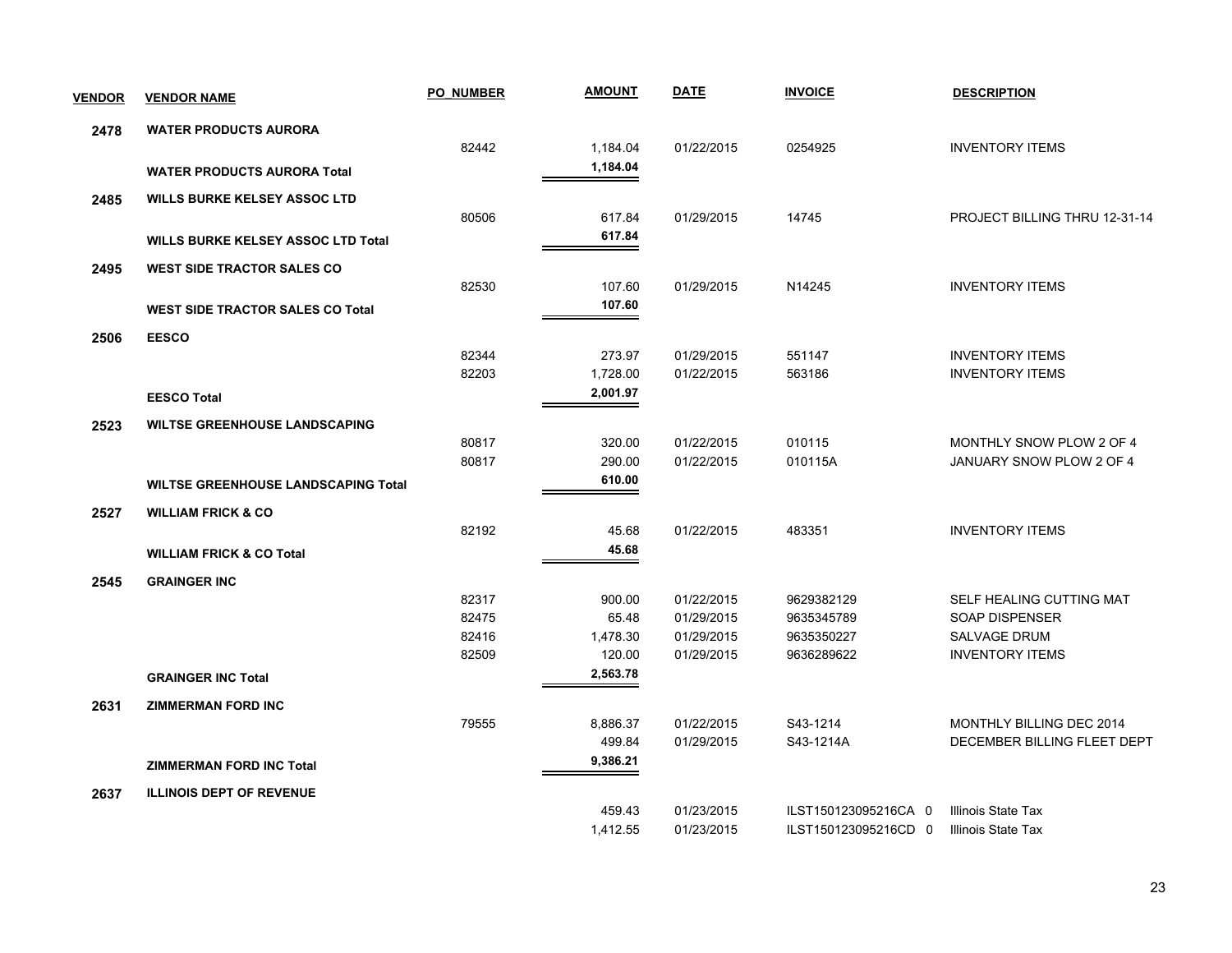| VENDOR | VENDOR NAME | PO_NUMBER | AMOUNT | DATE | INVOICE | DESCRIPTION |
|---|---|---|---|---|---|---|
| 2478 | WATER PRODUCTS AURORA | | | | | |
| | | 82442 | 1,184.04 | 01/22/2015 | 0254925 | INVENTORY ITEMS |
| | **WATER PRODUCTS AURORA Total** | | **1,184.04** | | | |
| 2485 | WILLS BURKE KELSEY ASSOC LTD | | | | | |
| | | 80506 | 617.84 | 01/29/2015 | 14745 | PROJECT BILLING THRU 12-31-14 |
| | **WILLS BURKE KELSEY ASSOC LTD Total** | | **617.84** | | | |
| 2495 | WEST SIDE TRACTOR SALES CO | | | | | |
| | | 82530 | 107.60 | 01/29/2015 | N14245 | INVENTORY ITEMS |
| | **WEST SIDE TRACTOR SALES CO Total** | | **107.60** | | | |
| 2506 | EESCO | | | | | |
| | | 82344 | 273.97 | 01/29/2015 | 551147 | INVENTORY ITEMS |
| | | 82203 | 1,728.00 | 01/22/2015 | 563186 | INVENTORY ITEMS |
| | **EESCO Total** | | **2,001.97** | | | |
| 2523 | WILTSE GREENHOUSE LANDSCAPING | | | | | |
| | | 80817 | 320.00 | 01/22/2015 | 010115 | MONTHLY SNOW PLOW 2 OF 4 |
| | | 80817 | 290.00 | 01/22/2015 | 010115A | JANUARY SNOW PLOW 2 OF 4 |
| | **WILTSE GREENHOUSE LANDSCAPING Total** | | **610.00** | | | |
| 2527 | WILLIAM FRICK & CO | | | | | |
| | | 82192 | 45.68 | 01/22/2015 | 483351 | INVENTORY ITEMS |
| | **WILLIAM FRICK & CO Total** | | **45.68** | | | |
| 2545 | GRAINGER INC | | | | | |
| | | 82317 | 900.00 | 01/22/2015 | 9629382129 | SELF HEALING CUTTING MAT |
| | | 82475 | 65.48 | 01/29/2015 | 9635345789 | SOAP DISPENSER |
| | | 82416 | 1,478.30 | 01/29/2015 | 9635350227 | SALVAGE DRUM |
| | | 82509 | 120.00 | 01/29/2015 | 9636289622 | INVENTORY ITEMS |
| | **GRAINGER INC Total** | | **2,563.78** | | | |
| 2631 | ZIMMERMAN FORD INC | | | | | |
| | | 79555 | 8,886.37 | 01/22/2015 | S43-1214 | MONTHLY BILLING DEC 2014 |
| | | | 499.84 | 01/29/2015 | S43-1214A | DECEMBER BILLING FLEET DEPT |
| | **ZIMMERMAN FORD INC Total** | | **9,386.21** | | | |
| 2637 | ILLINOIS DEPT OF REVENUE | | | | | |
| | | | 459.43 | 01/23/2015 | ILST150123095216CA 0 | Illinois State Tax |
| | | | 1,412.55 | 01/23/2015 | ILST150123095216CD 0 | Illinois State Tax |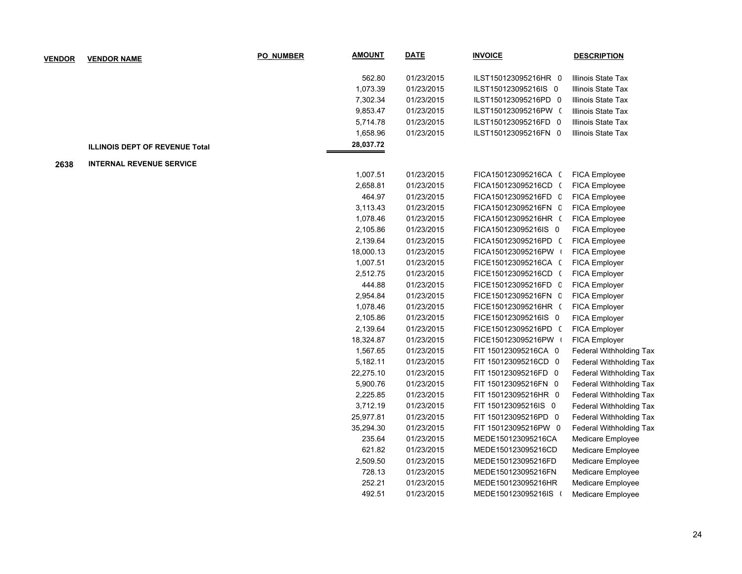| VENDOR | VENDOR NAME | PO_NUMBER | AMOUNT | DATE | INVOICE | DESCRIPTION |
|---|---|---|---|---|---|---|
| | | | 562.80 | 01/23/2015 | ILST150123095216HR 0 | Illinois State Tax |
| | | | 1,073.39 | 01/23/2015 | ILST150123095216IS 0 | Illinois State Tax |
| | | | 7,302.34 | 01/23/2015 | ILST150123095216PD 0 | Illinois State Tax |
| | | | 9,853.47 | 01/23/2015 | ILST150123095216PW ( | Illinois State Tax |
| | | | 5,714.78 | 01/23/2015 | ILST150123095216FD 0 | Illinois State Tax |
| | | | 1,658.96 | 01/23/2015 | ILST150123095216FN 0 | Illinois State Tax |
| | **ILLINOIS DEPT OF REVENUE Total** | | **28,037.72** | | | |
| **2638** | **INTERNAL REVENUE SERVICE** | | | | | |
| | | | 1,007.51 | 01/23/2015 | FICA150123095216CA ( | FICA Employee |
| | | | 2,658.81 | 01/23/2015 | FICA150123095216CD ( | FICA Employee |
| | | | 464.97 | 01/23/2015 | FICA150123095216FD 0 | FICA Employee |
| | | | 3,113.43 | 01/23/2015 | FICA150123095216FN 0 | FICA Employee |
| | | | 1,078.46 | 01/23/2015 | FICA150123095216HR ( | FICA Employee |
| | | | 2,105.86 | 01/23/2015 | FICA150123095216IS 0 | FICA Employee |
| | | | 2,139.64 | 01/23/2015 | FICA150123095216PD ( | FICA Employee |
| | | | 18,000.13 | 01/23/2015 | FICA150123095216PW ( | FICA Employee |
| | | | 1,007.51 | 01/23/2015 | FICE150123095216CA ( | FICA Employer |
| | | | 2,512.75 | 01/23/2015 | FICE150123095216CD ( | FICA Employer |
| | | | 444.88 | 01/23/2015 | FICE150123095216FD 0 | FICA Employer |
| | | | 2,954.84 | 01/23/2015 | FICE150123095216FN 0 | FICA Employer |
| | | | 1,078.46 | 01/23/2015 | FICE150123095216HR ( | FICA Employer |
| | | | 2,105.86 | 01/23/2015 | FICE150123095216IS 0 | FICA Employer |
| | | | 2,139.64 | 01/23/2015 | FICE150123095216PD ( | FICA Employer |
| | | | 18,324.87 | 01/23/2015 | FICE150123095216PW ( | FICA Employer |
| | | | 1,567.65 | 01/23/2015 | FIT 150123095216CA 0 | Federal Withholding Tax |
| | | | 5,182.11 | 01/23/2015 | FIT 150123095216CD 0 | Federal Withholding Tax |
| | | | 22,275.10 | 01/23/2015 | FIT 150123095216FD 0 | Federal Withholding Tax |
| | | | 5,900.76 | 01/23/2015 | FIT 150123095216FN 0 | Federal Withholding Tax |
| | | | 2,225.85 | 01/23/2015 | FIT 150123095216HR 0 | Federal Withholding Tax |
| | | | 3,712.19 | 01/23/2015 | FIT 150123095216IS 0 | Federal Withholding Tax |
| | | | 25,977.81 | 01/23/2015 | FIT 150123095216PD 0 | Federal Withholding Tax |
| | | | 35,294.30 | 01/23/2015 | FIT 150123095216PW 0 | Federal Withholding Tax |
| | | | 235.64 | 01/23/2015 | MEDE150123095216CA | Medicare Employee |
| | | | 621.82 | 01/23/2015 | MEDE150123095216CD | Medicare Employee |
| | | | 2,509.50 | 01/23/2015 | MEDE150123095216FD | Medicare Employee |
| | | | 728.13 | 01/23/2015 | MEDE150123095216FN | Medicare Employee |
| | | | 252.21 | 01/23/2015 | MEDE150123095216HR | Medicare Employee |
| | | | 492.51 | 01/23/2015 | MEDE150123095216IS ( | Medicare Employee |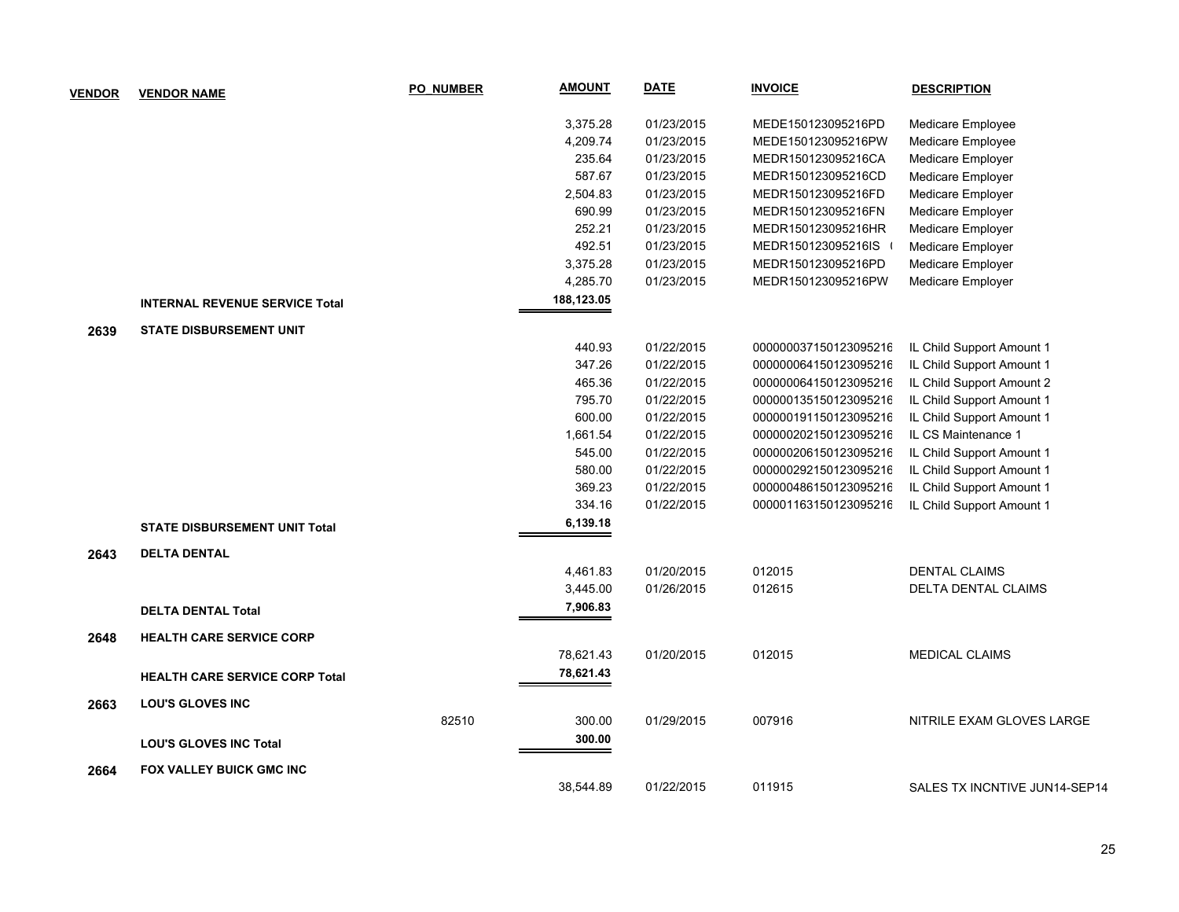| VENDOR | VENDOR NAME | PO_NUMBER | AMOUNT | DATE | INVOICE | DESCRIPTION |
|---|---|---|---|---|---|---|
| | | | 3,375.28 | 01/23/2015 | MEDE150123095216PD | Medicare Employee |
| | | | 4,209.74 | 01/23/2015 | MEDE150123095216PW | Medicare Employee |
| | | | 235.64 | 01/23/2015 | MEDR150123095216CA | Medicare Employer |
| | | | 587.67 | 01/23/2015 | MEDR150123095216CD | Medicare Employer |
| | | | 2,504.83 | 01/23/2015 | MEDR150123095216FD | Medicare Employer |
| | | | 690.99 | 01/23/2015 | MEDR150123095216FN | Medicare Employer |
| | | | 252.21 | 01/23/2015 | MEDR150123095216HR | Medicare Employer |
| | | | 492.51 | 01/23/2015 | MEDR150123095216IS ( | Medicare Employer |
| | | | 3,375.28 | 01/23/2015 | MEDR150123095216PD | Medicare Employer |
| | | | 4,285.70 | 01/23/2015 | MEDR150123095216PW | Medicare Employer |
| | **INTERNAL REVENUE SERVICE Total** | | **188,123.05** | | | |
| **2639** | **STATE DISBURSEMENT UNIT** | | | | | |
| | | | 440.93 | 01/22/2015 | 000000037150123095216 | IL Child Support Amount 1 |
| | | | 347.26 | 01/22/2015 | 000000064150123095216 | IL Child Support Amount 1 |
| | | | 465.36 | 01/22/2015 | 000000064150123095216 | IL Child Support Amount 2 |
| | | | 795.70 | 01/22/2015 | 000000135150123095216 | IL Child Support Amount 1 |
| | | | 600.00 | 01/22/2015 | 000000191150123095216 | IL Child Support Amount 1 |
| | | | 1,661.54 | 01/22/2015 | 000000202150123095216 | IL CS Maintenance 1 |
| | | | 545.00 | 01/22/2015 | 000000206150123095216 | IL Child Support Amount 1 |
| | | | 580.00 | 01/22/2015 | 000000292150123095216 | IL Child Support Amount 1 |
| | | | 369.23 | 01/22/2015 | 000000486150123095216 | IL Child Support Amount 1 |
| | | | 334.16 | 01/22/2015 | 000001163150123095216 | IL Child Support Amount 1 |
| | **STATE DISBURSEMENT UNIT Total** | | **6,139.18** | | | |
| **2643** | **DELTA DENTAL** | | | | | |
| | | | 4,461.83 | 01/20/2015 | 012015 | DENTAL CLAIMS |
| | | | 3,445.00 | 01/26/2015 | 012615 | DELTA DENTAL CLAIMS |
| | **DELTA DENTAL Total** | | **7,906.83** | | | |
| **2648** | **HEALTH CARE SERVICE CORP** | | | | | |
| | | | 78,621.43 | 01/20/2015 | 012015 | MEDICAL CLAIMS |
| | **HEALTH CARE SERVICE CORP Total** | | **78,621.43** | | | |
| **2663** | **LOU'S GLOVES INC** | | | | | |
| | | 82510 | 300.00 | 01/29/2015 | 007916 | NITRILE EXAM GLOVES LARGE |
| | **LOU'S GLOVES INC Total** | | **300.00** | | | |
| **2664** | **FOX VALLEY BUICK GMC INC** | | | | | |
| | | | 38,544.89 | 01/22/2015 | 011915 | SALES TX INCNTIVE JUN14-SEP14 |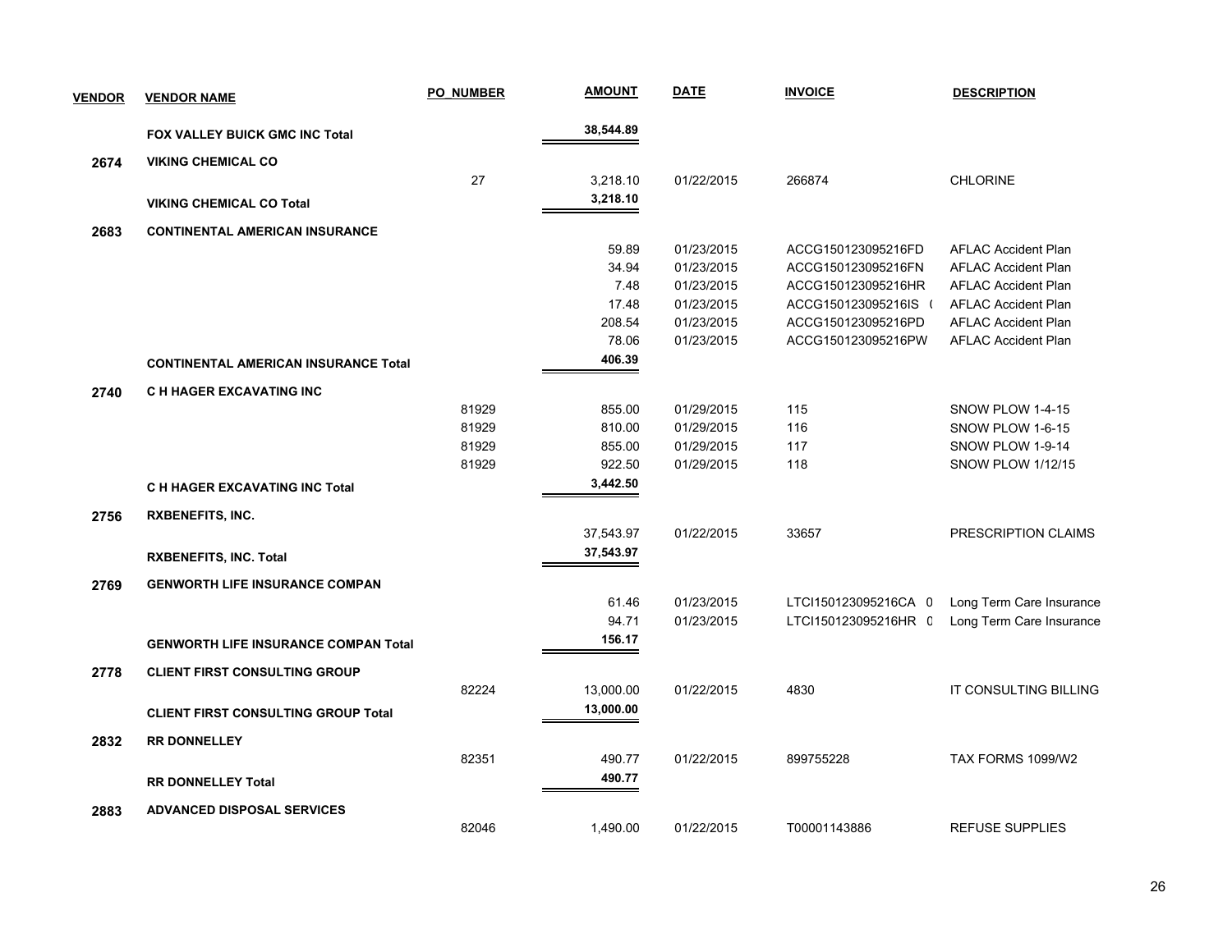| VENDOR | VENDOR NAME | PO_NUMBER | AMOUNT | DATE | INVOICE | DESCRIPTION |
|---|---|---|---|---|---|---|
| | **FOX VALLEY BUICK GMC INC Total** | | **38,544.89** | | | |
| **2674** | **VIKING CHEMICAL CO** | | | | | |
| | | 27 | 3,218.10 | 01/22/2015 | 266874 | CHLORINE |
| | **VIKING CHEMICAL CO Total** | | **3,218.10** | | | |
| **2683** | **CONTINENTAL AMERICAN INSURANCE** | | | | | |
| | | | 59.89 | 01/23/2015 | ACCG150123095216FD | AFLAC Accident Plan |
| | | | 34.94 | 01/23/2015 | ACCG150123095216FN | AFLAC Accident Plan |
| | | | 7.48 | 01/23/2015 | ACCG150123095216HR | AFLAC Accident Plan |
| | | | 17.48 | 01/23/2015 | ACCG150123095216IS ( | AFLAC Accident Plan |
| | | | 208.54 | 01/23/2015 | ACCG150123095216PD | AFLAC Accident Plan |
| | | | 78.06 | 01/23/2015 | ACCG150123095216PW | AFLAC Accident Plan |
| | **CONTINENTAL AMERICAN INSURANCE Total** | | **406.39** | | | |
| **2740** | **C H HAGER EXCAVATING INC** | | | | | |
| | | 81929 | 855.00 | 01/29/2015 | 115 | SNOW PLOW 1-4-15 |
| | | 81929 | 810.00 | 01/29/2015 | 116 | SNOW PLOW 1-6-15 |
| | | 81929 | 855.00 | 01/29/2015 | 117 | SNOW PLOW 1-9-14 |
| | | 81929 | 922.50 | 01/29/2015 | 118 | SNOW PLOW 1/12/15 |
| | **C H HAGER EXCAVATING INC Total** | | **3,442.50** | | | |
| **2756** | **RXBENEFITS, INC.** | | | | | |
| | | | 37,543.97 | 01/22/2015 | 33657 | PRESCRIPTION CLAIMS |
| | **RXBENEFITS, INC. Total** | | **37,543.97** | | | |
| **2769** | **GENWORTH LIFE INSURANCE COMPAN** | | | | | |
| | | | 61.46 | 01/23/2015 | LTCI150123095216CA 0 | Long Term Care Insurance |
| | | | 94.71 | 01/23/2015 | LTCI150123095216HR 0 | Long Term Care Insurance |
| | **GENWORTH LIFE INSURANCE COMPAN Total** | | **156.17** | | | |
| **2778** | **CLIENT FIRST CONSULTING GROUP** | | | | | |
| | | 82224 | 13,000.00 | 01/22/2015 | 4830 | IT CONSULTING BILLING |
| | **CLIENT FIRST CONSULTING GROUP Total** | | **13,000.00** | | | |
| **2832** | **RR DONNELLEY** | | | | | |
| | | 82351 | 490.77 | 01/22/2015 | 899755228 | TAX FORMS 1099/W2 |
| | **RR DONNELLEY Total** | | **490.77** | | | |
| **2883** | **ADVANCED DISPOSAL SERVICES** | | | | | |
| | | 82046 | 1,490.00 | 01/22/2015 | T00001143886 | REFUSE SUPPLIES |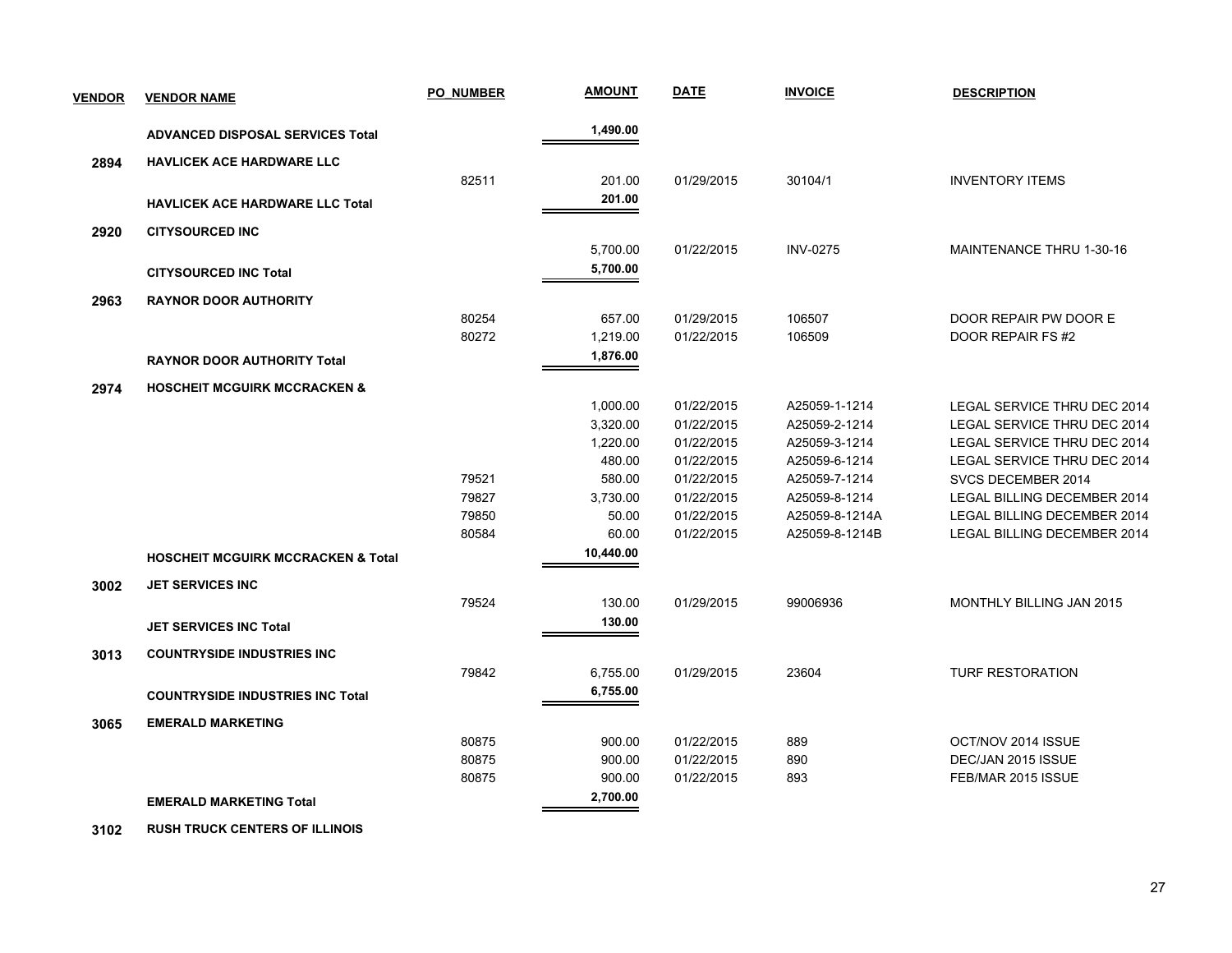| VENDOR | VENDOR NAME | PO_NUMBER | AMOUNT | DATE | INVOICE | DESCRIPTION |
|---|---|---|---|---|---|---|
| | **ADVANCED DISPOSAL SERVICES Total** | | **1,490.00** | | | |
| **2894** | **HAVLICEK ACE HARDWARE LLC** | | | | | |
| | | 82511 | 201.00 | 01/29/2015 | 30104/1 | INVENTORY ITEMS |
| | **HAVLICEK ACE HARDWARE LLC Total** | | **201.00** | | | |
| **2920** | **CITYSOURCED INC** | | | | | |
| | | | 5,700.00 | 01/22/2015 | INV-0275 | MAINTENANCE THRU 1-30-16 |
| | **CITYSOURCED INC Total** | | **5,700.00** | | | |
| **2963** | **RAYNOR DOOR AUTHORITY** | | | | | |
| | | 80254 | 657.00 | 01/29/2015 | 106507 | DOOR REPAIR PW DOOR E |
| | | 80272 | 1,219.00 | 01/22/2015 | 106509 | DOOR REPAIR FS #2 |
| | **RAYNOR DOOR AUTHORITY Total** | | **1,876.00** | | | |
| **2974** | **HOSCHEIT MCGUIRK MCCRACKEN &** | | | | | |
| | | | 1,000.00 | 01/22/2015 | A25059-1-1214 | LEGAL SERVICE THRU DEC 2014 |
| | | | 3,320.00 | 01/22/2015 | A25059-2-1214 | LEGAL SERVICE THRU DEC 2014 |
| | | | 1,220.00 | 01/22/2015 | A25059-3-1214 | LEGAL SERVICE THRU DEC 2014 |
| | | | 480.00 | 01/22/2015 | A25059-6-1214 | LEGAL SERVICE THRU DEC 2014 |
| | | 79521 | 580.00 | 01/22/2015 | A25059-7-1214 | SVCS DECEMBER 2014 |
| | | 79827 | 3,730.00 | 01/22/2015 | A25059-8-1214 | LEGAL BILLING DECEMBER 2014 |
| | | 79850 | 50.00 | 01/22/2015 | A25059-8-1214A | LEGAL BILLING DECEMBER 2014 |
| | | 80584 | 60.00 | 01/22/2015 | A25059-8-1214B | LEGAL BILLING DECEMBER 2014 |
| | **HOSCHEIT MCGUIRK MCCRACKEN & Total** | | **10,440.00** | | | |
| **3002** | **JET SERVICES INC** | | | | | |
| | | 79524 | 130.00 | 01/29/2015 | 99006936 | MONTHLY BILLING JAN 2015 |
| | **JET SERVICES INC Total** | | **130.00** | | | |
| **3013** | **COUNTRYSIDE INDUSTRIES INC** | | | | | |
| | | 79842 | 6,755.00 | 01/29/2015 | 23604 | TURF RESTORATION |
| | **COUNTRYSIDE INDUSTRIES INC Total** | | **6,755.00** | | | |
| **3065** | **EMERALD MARKETING** | | | | | |
| | | 80875 | 900.00 | 01/22/2015 | 889 | OCT/NOV 2014 ISSUE |
| | | 80875 | 900.00 | 01/22/2015 | 890 | DEC/JAN 2015 ISSUE |
| | | 80875 | 900.00 | 01/22/2015 | 893 | FEB/MAR 2015 ISSUE |
| | **EMERALD MARKETING Total** | | **2,700.00** | | | |
| **3102** | **RUSH TRUCK CENTERS OF ILLINOIS** | | | | | |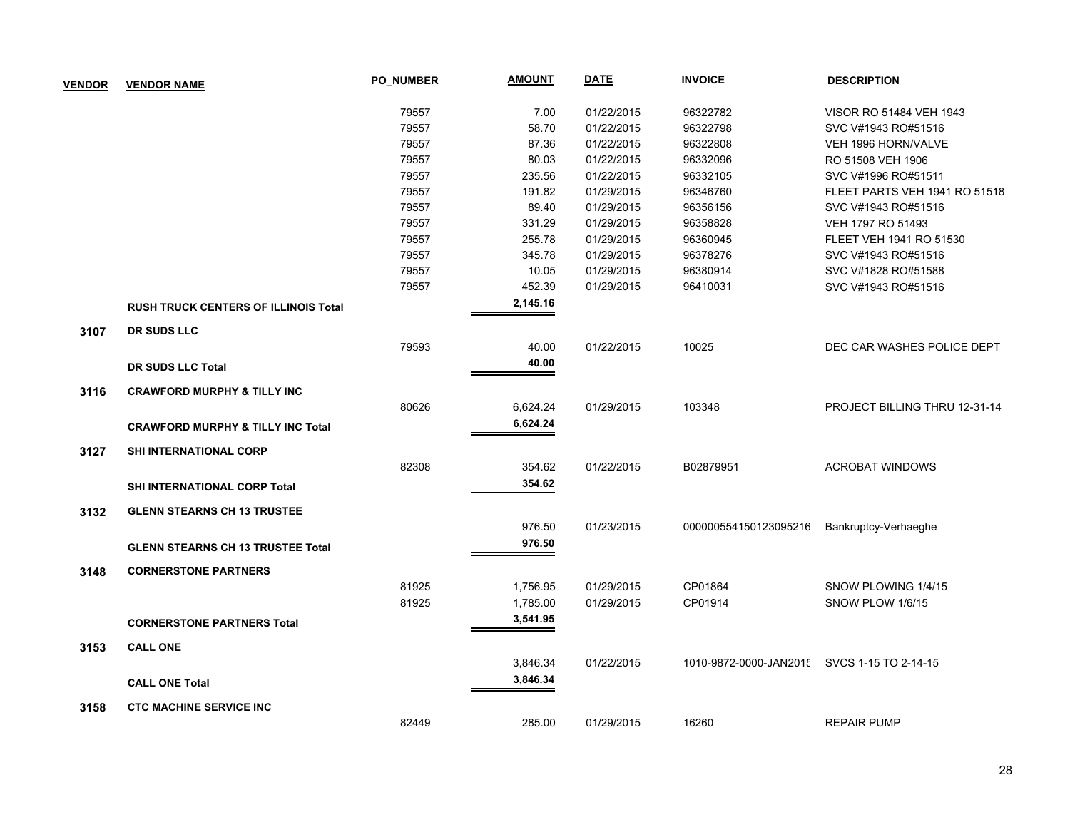| VENDOR | VENDOR NAME | PO_NUMBER | AMOUNT | DATE | INVOICE | DESCRIPTION |
|---|---|---|---|---|---|---|
| | | 79557 | 7.00 | 01/22/2015 | 96322782 | VISOR RO 51484 VEH 1943 |
| | | 79557 | 58.70 | 01/22/2015 | 96322798 | SVC V#1943 RO#51516 |
| | | 79557 | 87.36 | 01/22/2015 | 96322808 | VEH 1996 HORN/VALVE |
| | | 79557 | 80.03 | 01/22/2015 | 96332096 | RO 51508 VEH 1906 |
| | | 79557 | 235.56 | 01/22/2015 | 96332105 | SVC V#1996 RO#51511 |
| | | 79557 | 191.82 | 01/29/2015 | 96346760 | FLEET PARTS VEH 1941 RO 51518 |
| | | 79557 | 89.40 | 01/29/2015 | 96356156 | SVC V#1943 RO#51516 |
| | | 79557 | 331.29 | 01/29/2015 | 96358828 | VEH 1797 RO 51493 |
| | | 79557 | 255.78 | 01/29/2015 | 96360945 | FLEET VEH 1941 RO 51530 |
| | | 79557 | 345.78 | 01/29/2015 | 96378276 | SVC V#1943 RO#51516 |
| | | 79557 | 10.05 | 01/29/2015 | 96380914 | SVC V#1828 RO#51588 |
| | | 79557 | 452.39 | 01/29/2015 | 96410031 | SVC V#1943 RO#51516 |
| | **RUSH TRUCK CENTERS OF ILLINOIS Total** | | **2,145.16** | | | |
| **3107** | **DR SUDS LLC** | | | | | |
| | | 79593 | 40.00 | 01/22/2015 | 10025 | DEC CAR WASHES POLICE DEPT |
| | **DR SUDS LLC Total** | | **40.00** | | | |
| **3116** | **CRAWFORD MURPHY & TILLY INC** | | | | | |
| | | 80626 | 6,624.24 | 01/29/2015 | 103348 | PROJECT BILLING THRU 12-31-14 |
| | **CRAWFORD MURPHY & TILLY INC Total** | | **6,624.24** | | | |
| **3127** | **SHI INTERNATIONAL CORP** | | | | | |
| | | 82308 | 354.62 | 01/22/2015 | B02879951 | ACROBAT WINDOWS |
| | **SHI INTERNATIONAL CORP Total** | | **354.62** | | | |
| **3132** | **GLENN STEARNS CH 13 TRUSTEE** | | | | | |
| | | | 976.50 | 01/23/2015 | 000000554150123095216 | Bankruptcy-Verhaeghe |
| | **GLENN STEARNS CH 13 TRUSTEE Total** | | **976.50** | | | |
| **3148** | **CORNERSTONE PARTNERS** | | | | | |
| | | 81925 | 1,756.95 | 01/29/2015 | CP01864 | SNOW PLOWING 1/4/15 |
| | | 81925 | 1,785.00 | 01/29/2015 | CP01914 | SNOW PLOW 1/6/15 |
| | **CORNERSTONE PARTNERS Total** | | **3,541.95** | | | |
| **3153** | **CALL ONE** | | | | | |
| | | | 3,846.34 | 01/22/2015 | 1010-9872-0000-JAN2015 | SVCS 1-15 TO 2-14-15 |
| | **CALL ONE Total** | | **3,846.34** | | | |
| **3158** | **CTC MACHINE SERVICE INC** | | | | | |
| | | 82449 | 285.00 | 01/29/2015 | 16260 | REPAIR PUMP |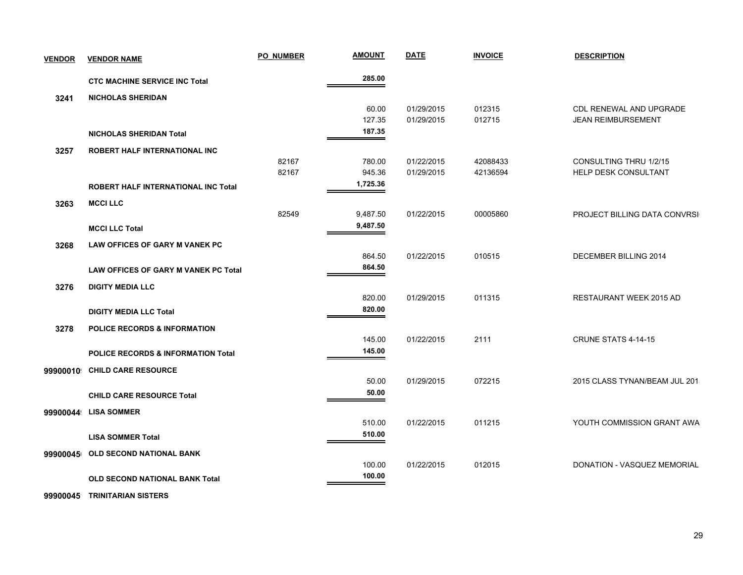| VENDOR | VENDOR NAME | PO_NUMBER | AMOUNT | DATE | INVOICE | DESCRIPTION |
|---|---|---|---|---|---|---|
| | **CTC MACHINE SERVICE INC Total** | | **285.00** | | | |
| **3241** | **NICHOLAS SHERIDAN** | | | | | |
| | | | 60.00 | 01/29/2015 | 012315 | CDL RENEWAL AND UPGRADE |
| | | | 127.35 | 01/29/2015 | 012715 | JEAN REIMBURSEMENT |
| | **NICHOLAS SHERIDAN Total** | | **187.35** | | | |
| **3257** | **ROBERT HALF INTERNATIONAL INC** | | | | | |
| | | 82167 | 780.00 | 01/22/2015 | 42088433 | CONSULTING THRU 1/2/15 |
| | | 82167 | 945.36 | 01/29/2015 | 42136594 | HELP DESK CONSULTANT |
| | **ROBERT HALF INTERNATIONAL INC Total** | | **1,725.36** | | | |
| **3263** | **MCCI LLC** | | | | | |
| | | 82549 | 9,487.50 | 01/22/2015 | 00005860 | PROJECT BILLING DATA CONVRSI |
| | **MCCI LLC Total** | | **9,487.50** | | | |
| **3268** | **LAW OFFICES OF GARY M VANEK PC** | | | | | |
| | | | 864.50 | 01/22/2015 | 010515 | DECEMBER BILLING 2014 |
| | **LAW OFFICES OF GARY M VANEK PC Total** | | **864.50** | | | |
| **3276** | **DIGITY MEDIA LLC** | | | | | |
| | | | 820.00 | 01/29/2015 | 011315 | RESTAURANT WEEK 2015 AD |
| | **DIGITY MEDIA LLC Total** | | **820.00** | | | |
| **3278** | **POLICE RECORDS & INFORMATION** | | | | | |
| | | | 145.00 | 01/22/2015 | 2111 | CRUNE STATS 4-14-15 |
| | **POLICE RECORDS & INFORMATION Total** | | **145.00** | | | |
| **99900010** | **CHILD CARE RESOURCE** | | | | | |
| | | | 50.00 | 01/29/2015 | 072215 | 2015 CLASS TYNAN/BEAM JUL 201 |
| | **CHILD CARE RESOURCE Total** | | **50.00** | | | |
| **99900044** | **LISA SOMMER** | | | | | |
| | | | 510.00 | 01/22/2015 | 011215 | YOUTH COMMISSION GRANT AWA |
| | **LISA SOMMER Total** | | **510.00** | | | |
| **99900045** | **OLD SECOND NATIONAL BANK** | | | | | |
| | | | 100.00 | 01/22/2015 | 012015 | DONATION - VASQUEZ MEMORIAL |
| | **OLD SECOND NATIONAL BANK Total** | | **100.00** | | | |
| **99900045** | **TRINITARIAN SISTERS** | | | | | |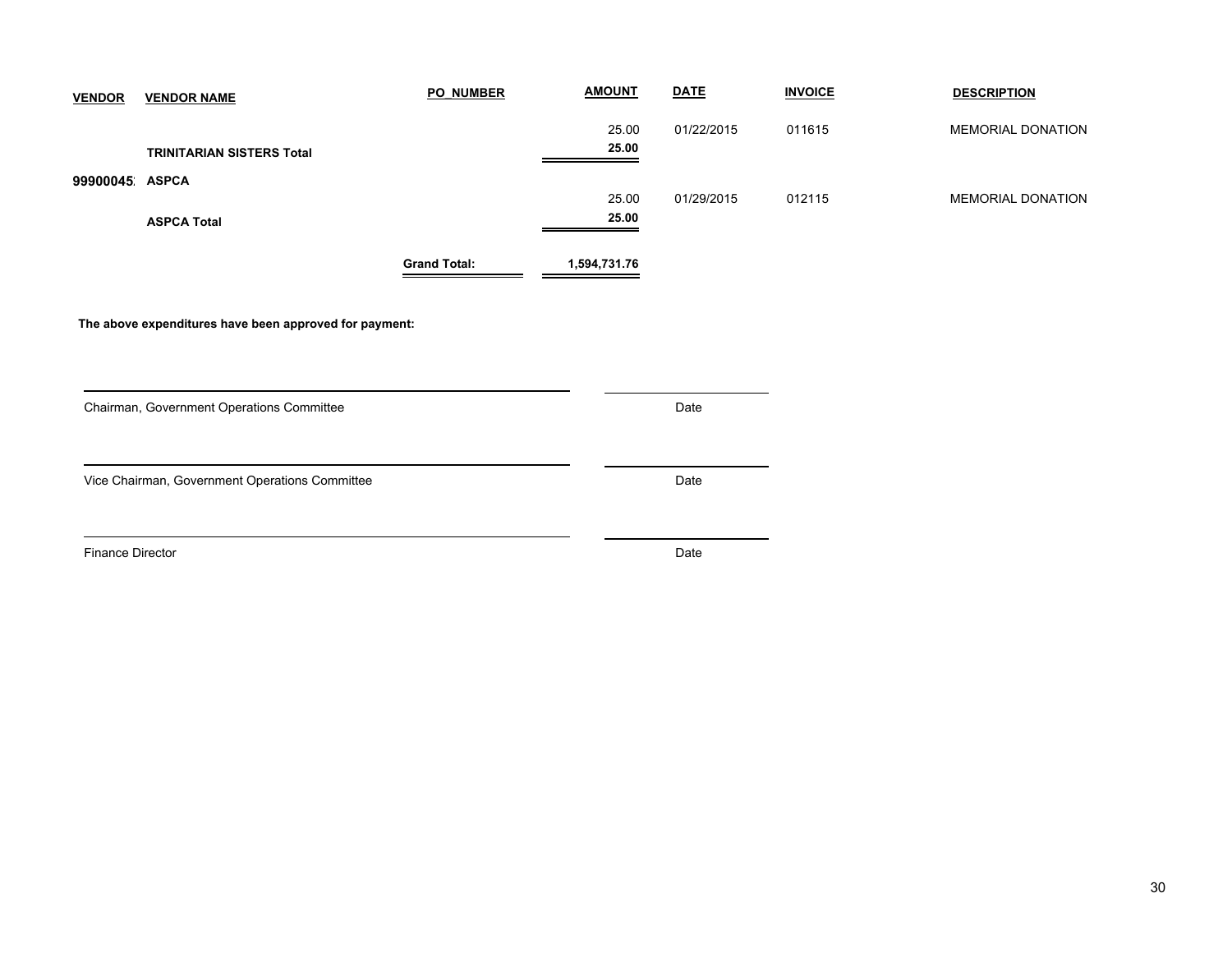| VENDOR | VENDOR NAME | PO_NUMBER | AMOUNT | DATE | INVOICE | DESCRIPTION |
|---|---|---|---|---|---|---|
| | | | 25.00 | 01/22/2015 | 011615 | MEMORIAL DONATION |
| | **TRINITARIAN SISTERS Total** | | **25.00** | | | |
| **99900045** | **ASPCA** | | | | | |
| | | | 25.00 | 01/29/2015 | 012115 | MEMORIAL DONATION |
| | **ASPCA Total** | | **25.00** | | | |
| | | **Grand Total:** | **1,594,731.76** | | | |

**The above expenditures have been approved for payment:**

Chairman, Government Operations Committee — Date

Vice Chairman, Government Operations Committee — Date

Finance Director — Date